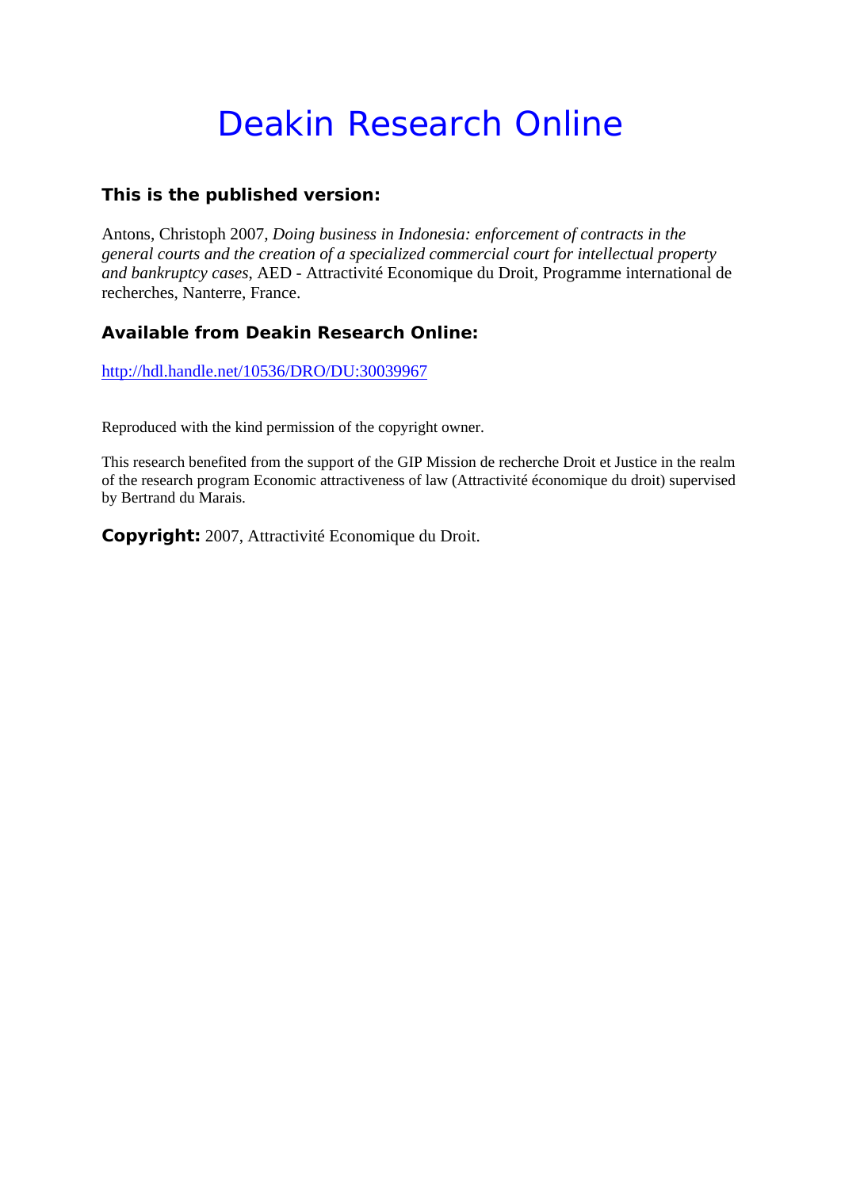# Deakin Research Online

## This is the published version:

Antons, Christoph 2007, *Doing business in Indonesia: enforcement of contracts in the general courts and the creation of a specialized commercial court for intellectual property and bankruptcy cases*, AED - Attractivité Economique du Droit, Programme international de recherches, Nanterre, France.

## Available from Deakin Research Online:

http://hdl.handle.net/10536/DRO/DU:30039967

Reproduced with the kind permission of the copyright owner.

This research benefited from the support of the GIP Mission de recherche Droit et Justice in the realm of the research program Economic attractiveness of law (Attractivité économique du droit) supervised by Bertrand du Marais.

**Copyright:** 2007, Attractivité Economique du Droit.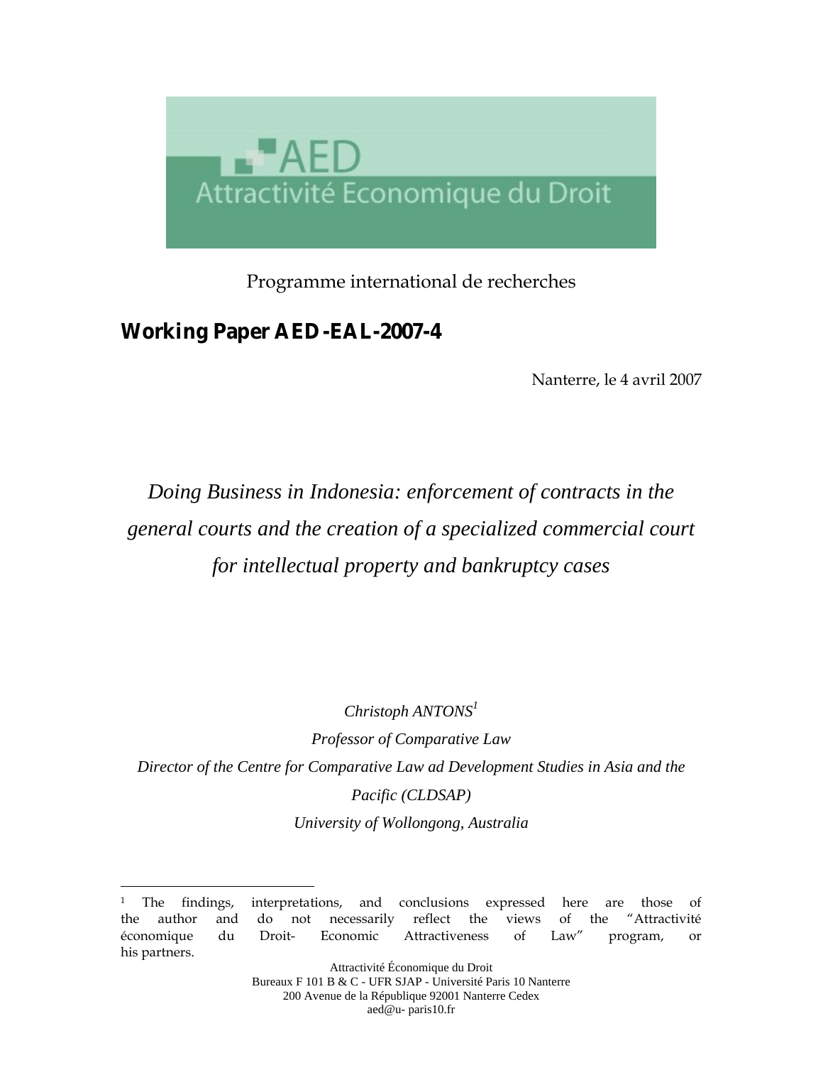Programme international de recherches

**Working Paper AED-EAL-2007-4**

Nanterre, le 4 avril 2007

# *Doing Business in Indonesia: enforcement of contracts in the general courts and the creation of a specialized commercial court for intellectual property and bankruptcy cases*

*Christoph ANTONS*[1]

*Professor of Comparative Law*

*Director of the Centre for Comparative Law ad Development Studies in Asia and the Pacific (CLDSAP)*

*University of Wollongong, Australia*

---

[1] The findings, interpretations, and conclusions expressed here are those of the author and do not necessarily reflect the views of the "Attractivité économique du Droit- Economic Attractiveness of Law" program, or his partners.

Attractivité Économique du Droit
Bureaux F 101 B & C - UFR SJAP - Université Paris 10 Nanterre
200 Avenue de la République 92001 Nanterre Cedex
aed@u- paris10.fr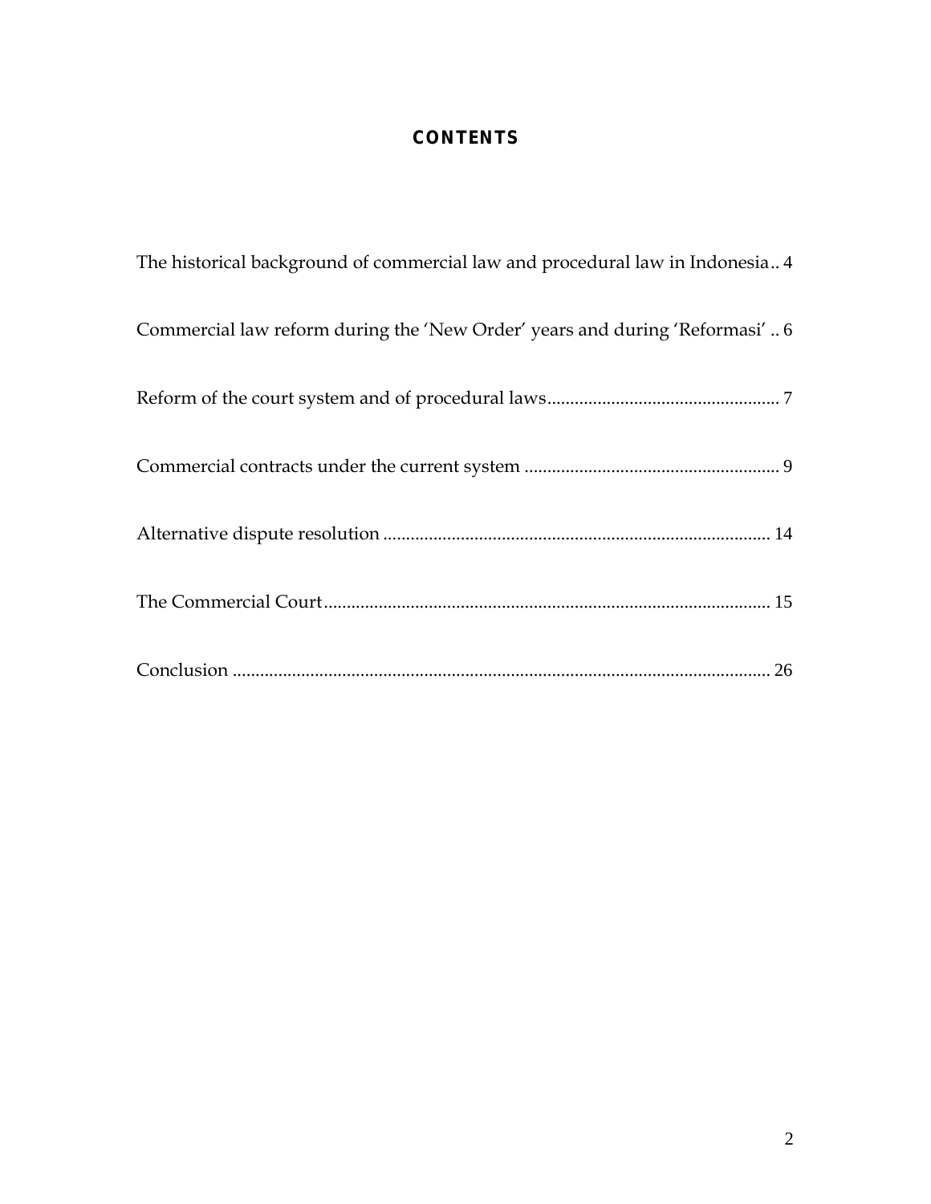# CONTENTS

The historical background of commercial law and procedural law in Indonesia.. 4

Commercial law reform during the 'New Order' years and during 'Reformasi' .. 6

Reform of the court system and of procedural laws................................................... 7

Commercial contracts under the current system ........................................................ 9

Alternative dispute resolution .................................................................................... 14

The Commercial Court.................................................................................................. 15

Conclusion ...................................................................................................................... 26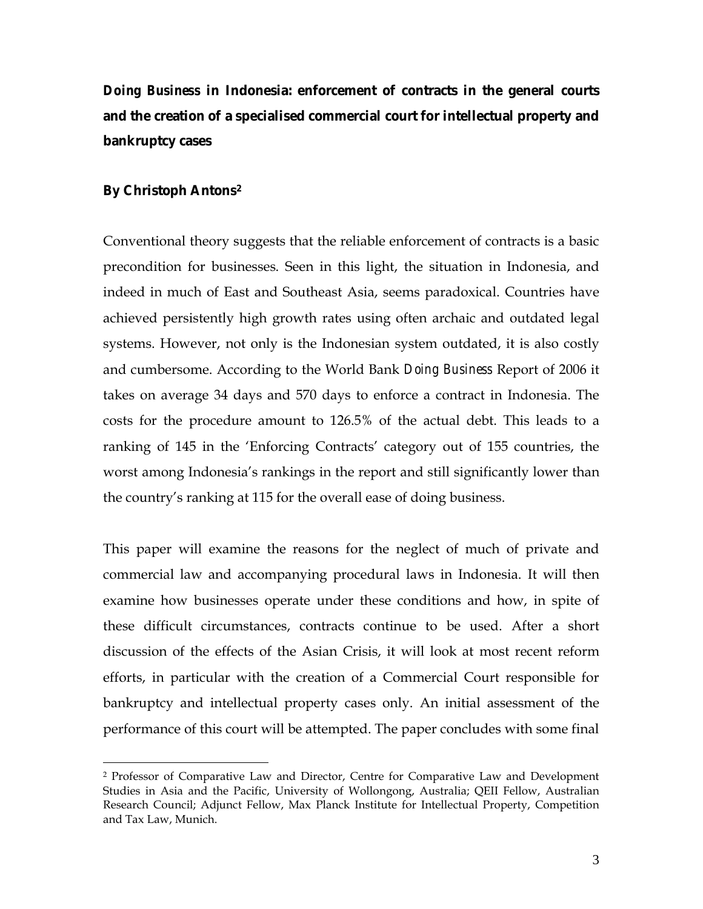**Doing Business in Indonesia: enforcement of contracts in the general courts and the creation of a specialised commercial court for intellectual property and bankruptcy cases**

**By Christoph Antons[2]**

Conventional theory suggests that the reliable enforcement of contracts is a basic precondition for businesses. Seen in this light, the situation in Indonesia, and indeed in much of East and Southeast Asia, seems paradoxical. Countries have achieved persistently high growth rates using often archaic and outdated legal systems. However, not only is the Indonesian system outdated, it is also costly and cumbersome. According to the World Bank *Doing Business* Report of 2006 it takes on average 34 days and 570 days to enforce a contract in Indonesia. The costs for the procedure amount to 126.5% of the actual debt. This leads to a ranking of 145 in the 'Enforcing Contracts' category out of 155 countries, the worst among Indonesia's rankings in the report and still significantly lower than the country's ranking at 115 for the overall ease of doing business.

This paper will examine the reasons for the neglect of much of private and commercial law and accompanying procedural laws in Indonesia. It will then examine how businesses operate under these conditions and how, in spite of these difficult circumstances, contracts continue to be used. After a short discussion of the effects of the Asian Crisis, it will look at most recent reform efforts, in particular with the creation of a Commercial Court responsible for bankruptcy and intellectual property cases only. An initial assessment of the performance of this court will be attempted. The paper concludes with some final

[2] Professor of Comparative Law and Director, Centre for Comparative Law and Development Studies in Asia and the Pacific, University of Wollongong, Australia; QEII Fellow, Australian Research Council; Adjunct Fellow, Max Planck Institute for Intellectual Property, Competition and Tax Law, Munich.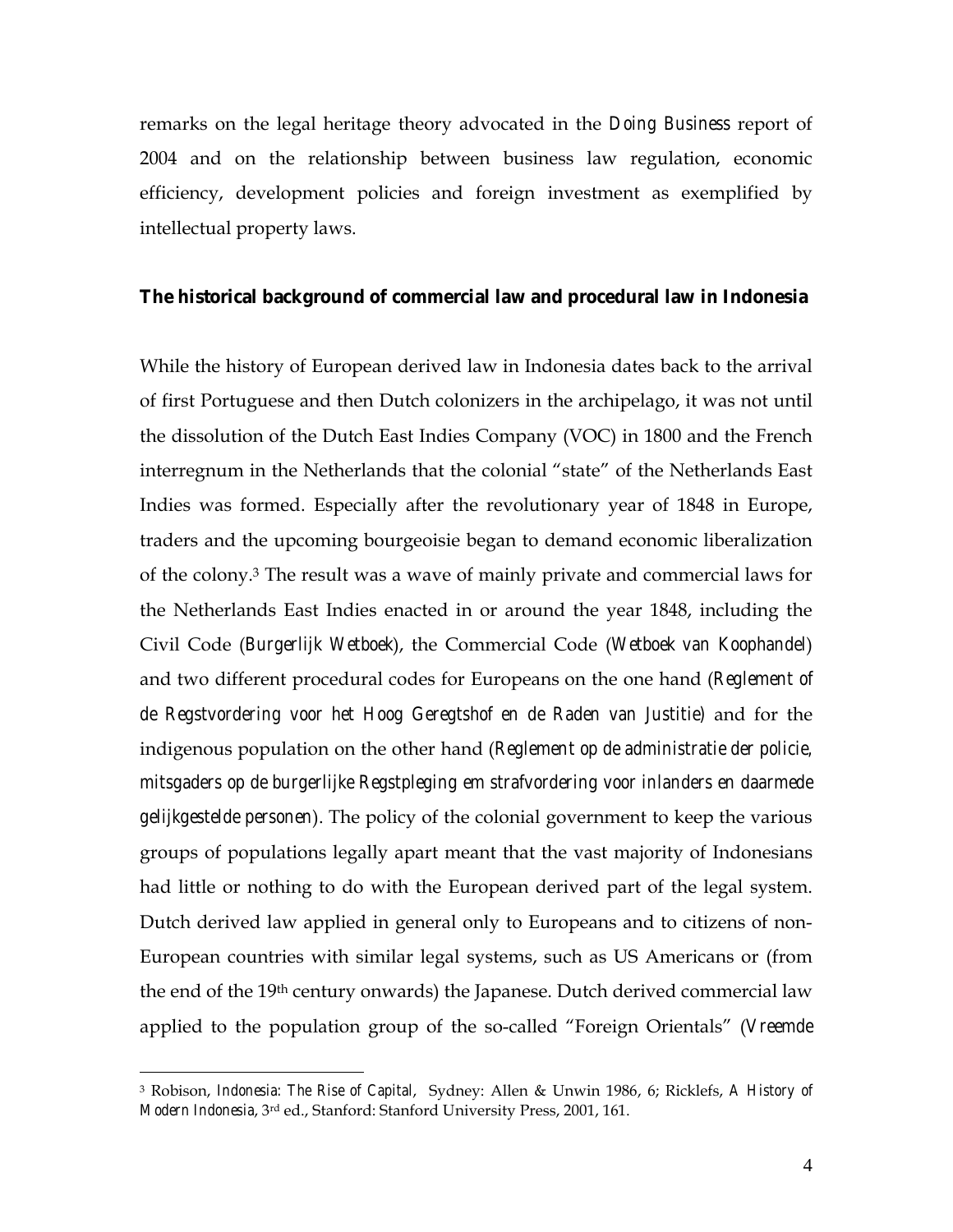remarks on the legal heritage theory advocated in the *Doing Business* report of 2004 and on the relationship between business law regulation, economic efficiency, development policies and foreign investment as exemplified by intellectual property laws.

## The historical background of commercial law and procedural law in Indonesia

While the history of European derived law in Indonesia dates back to the arrival of first Portuguese and then Dutch colonizers in the archipelago, it was not until the dissolution of the Dutch East Indies Company (VOC) in 1800 and the French interregnum in the Netherlands that the colonial "state" of the Netherlands East Indies was formed. Especially after the revolutionary year of 1848 in Europe, traders and the upcoming bourgeoisie began to demand economic liberalization of the colony.[3] The result was a wave of mainly private and commercial laws for the Netherlands East Indies enacted in or around the year 1848, including the Civil Code (*Burgerlijk Wetboek*), the Commercial Code (*Wetboek van Koophandel*) and two different procedural codes for Europeans on the one hand (*Reglement of de Regstvordering voor het Hoog Geregtshof en de Raden van Justitie*) and for the indigenous population on the other hand (*Reglement op de administratie der policie, mitsgaders op de burgerlijke Regstpleging em strafvordering voor inlanders en daarmede gelijkgestelde personen*). The policy of the colonial government to keep the various groups of populations legally apart meant that the vast majority of Indonesians had little or nothing to do with the European derived part of the legal system. Dutch derived law applied in general only to Europeans and to citizens of non-European countries with similar legal systems, such as US Americans or (from the end of the 19th century onwards) the Japanese. Dutch derived commercial law applied to the population group of the so-called "Foreign Orientals" (*Vreemde*

---

[3] Robison, *Indonesia: The Rise of Capital*, Sydney: Allen & Unwin 1986, 6; Ricklefs, *A History of Modern Indonesia*, 3rd ed., Stanford: Stanford University Press, 2001, 161.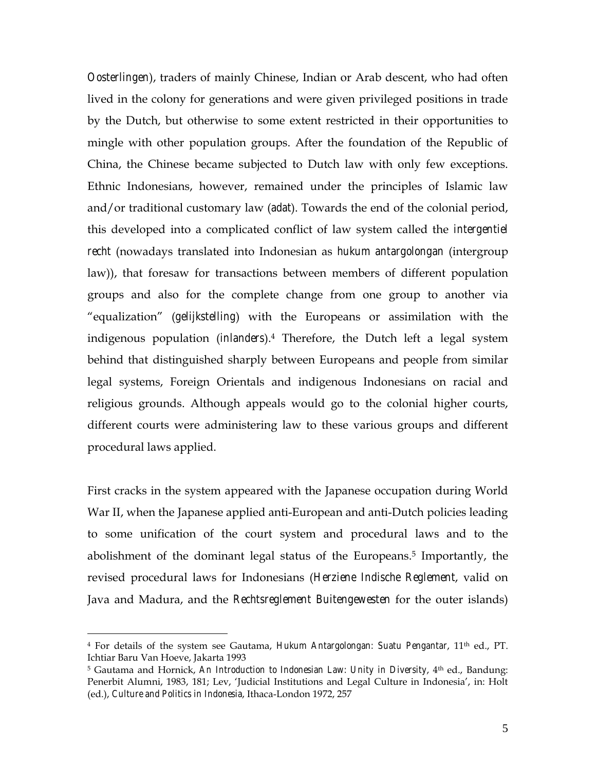*Oosterlingen*), traders of mainly Chinese, Indian or Arab descent, who had often lived in the colony for generations and were given privileged positions in trade by the Dutch, but otherwise to some extent restricted in their opportunities to mingle with other population groups. After the foundation of the Republic of China, the Chinese became subjected to Dutch law with only few exceptions. Ethnic Indonesians, however, remained under the principles of Islamic law and/or traditional customary law (*adat*). Towards the end of the colonial period, this developed into a complicated conflict of law system called the *intergentiel recht* (nowadays translated into Indonesian as *hukum antargolongan* (intergroup law)), that foresaw for transactions between members of different population groups and also for the complete change from one group to another via "equalization" (*gelijkstelling*) with the Europeans or assimilation with the indigenous population (*inlanders*).[4] Therefore, the Dutch left a legal system behind that distinguished sharply between Europeans and people from similar legal systems, Foreign Orientals and indigenous Indonesians on racial and religious grounds. Although appeals would go to the colonial higher courts, different courts were administering law to these various groups and different procedural laws applied.

First cracks in the system appeared with the Japanese occupation during World War II, when the Japanese applied anti-European and anti-Dutch policies leading to some unification of the court system and procedural laws and to the abolishment of the dominant legal status of the Europeans.[5] Importantly, the revised procedural laws for Indonesians (*Herziene Indische Reglement*, valid on Java and Madura, and the *Rechtsreglement Buitengewesten* for the outer islands)

---

[4] For details of the system see Gautama, *Hukum Antargolongan: Suatu Pengantar*, 11th ed., PT. Ichtiar Baru Van Hoeve, Jakarta 1993

[5] Gautama and Hornick, *An Introduction to Indonesian Law: Unity in Diversity*, 4th ed., Bandung: Penerbit Alumni, 1983, 181; Lev, 'Judicial Institutions and Legal Culture in Indonesia', in: Holt (ed.), *Culture and Politics in Indonesia*, Ithaca-London 1972, 257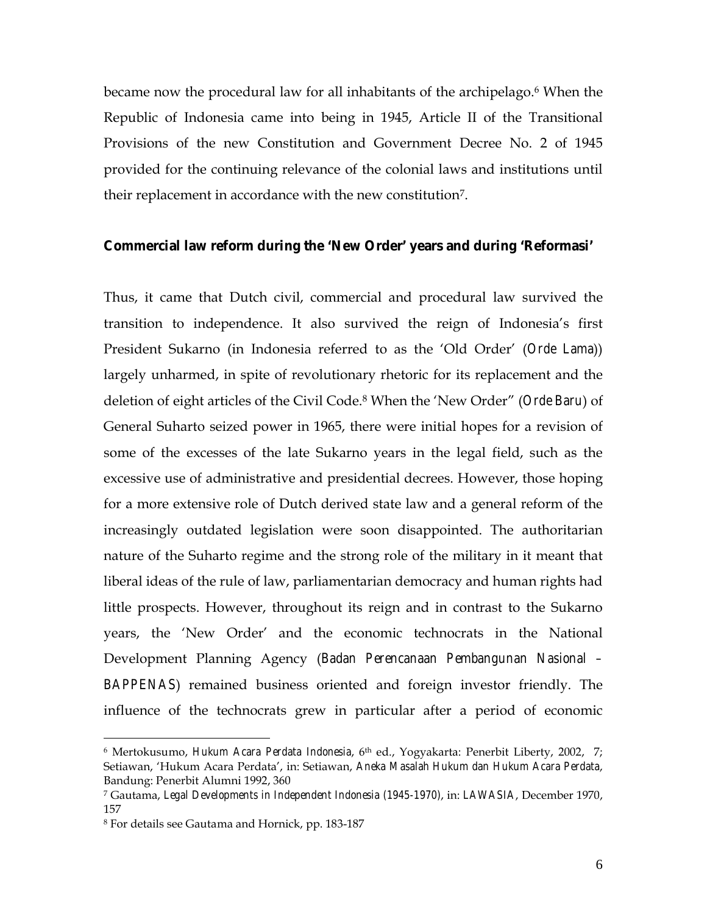became now the procedural law for all inhabitants of the archipelago.[6] When the Republic of Indonesia came into being in 1945, Article II of the Transitional Provisions of the new Constitution and Government Decree No. 2 of 1945 provided for the continuing relevance of the colonial laws and institutions until their replacement in accordance with the new constitution[7].

**Commercial law reform during the 'New Order' years and during 'Reformasi'**

Thus, it came that Dutch civil, commercial and procedural law survived the transition to independence. It also survived the reign of Indonesia's first President Sukarno (in Indonesia referred to as the 'Old Order' (*Orde Lama*)) largely unharmed, in spite of revolutionary rhetoric for its replacement and the deletion of eight articles of the Civil Code.[8] When the 'New Order" (*Orde Baru*) of General Suharto seized power in 1965, there were initial hopes for a revision of some of the excesses of the late Sukarno years in the legal field, such as the excessive use of administrative and presidential decrees. However, those hoping for a more extensive role of Dutch derived state law and a general reform of the increasingly outdated legislation were soon disappointed. The authoritarian nature of the Suharto regime and the strong role of the military in it meant that liberal ideas of the rule of law, parliamentarian democracy and human rights had little prospects. However, throughout its reign and in contrast to the Sukarno years, the 'New Order' and the economic technocrats in the National Development Planning Agency (*Badan Perencanaan Pembangunan Nasional – BAPPENAS*) remained business oriented and foreign investor friendly. The influence of the technocrats grew in particular after a period of economic

---

[6] Mertokusumo, *Hukum Acara Perdata Indonesia*, 6th ed., Yogyakarta: Penerbit Liberty, 2002, 7; Setiawan, 'Hukum Acara Perdata', in: Setiawan, *Aneka Masalah Hukum dan Hukum Acara Perdata*, Bandung: Penerbit Alumni 1992, 360

[7] Gautama, *Legal Developments in Independent Indonesia (1945-1970)*, in: *LAWASIA*, December 1970, 157

[8] For details see Gautama and Hornick, pp. 183-187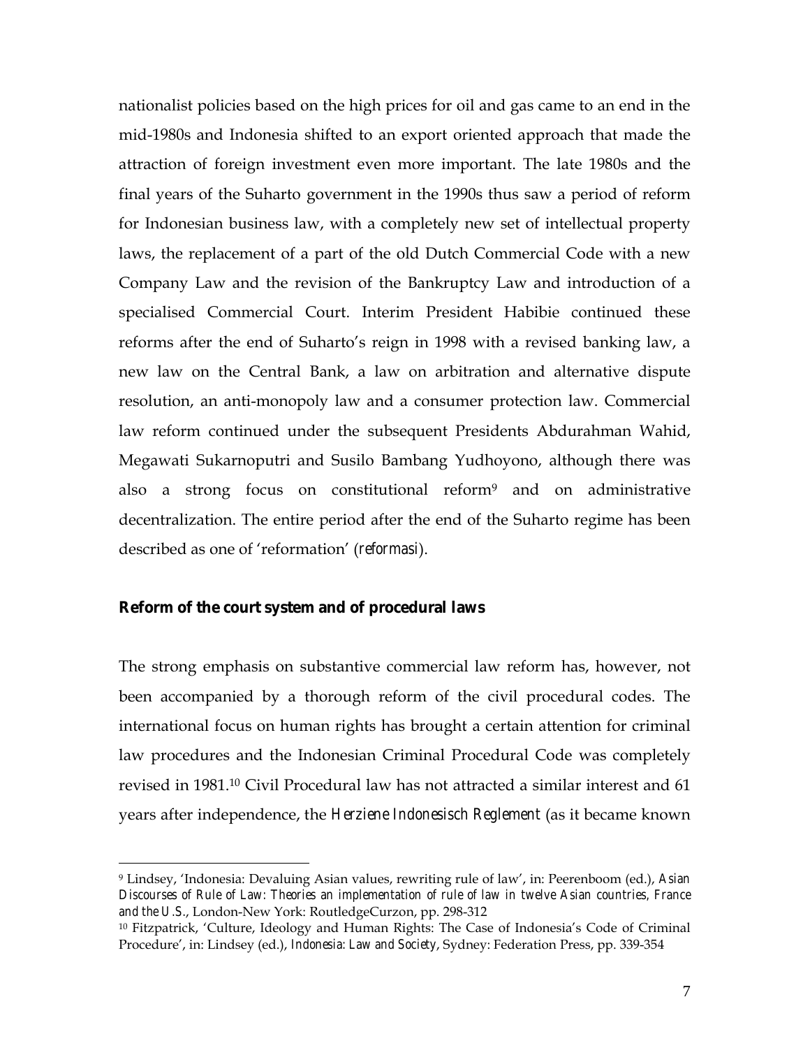nationalist policies based on the high prices for oil and gas came to an end in the mid-1980s and Indonesia shifted to an export oriented approach that made the attraction of foreign investment even more important. The late 1980s and the final years of the Suharto government in the 1990s thus saw a period of reform for Indonesian business law, with a completely new set of intellectual property laws, the replacement of a part of the old Dutch Commercial Code with a new Company Law and the revision of the Bankruptcy Law and introduction of a specialised Commercial Court. Interim President Habibie continued these reforms after the end of Suharto's reign in 1998 with a revised banking law, a new law on the Central Bank, a law on arbitration and alternative dispute resolution, an anti-monopoly law and a consumer protection law. Commercial law reform continued under the subsequent Presidents Abdurahman Wahid, Megawati Sukarnoputri and Susilo Bambang Yudhoyono, although there was also a strong focus on constitutional reform[9] and on administrative decentralization. The entire period after the end of the Suharto regime has been described as one of 'reformation' (*reformasi*).

**Reform of the court system and of procedural laws**

The strong emphasis on substantive commercial law reform has, however, not been accompanied by a thorough reform of the civil procedural codes. The international focus on human rights has brought a certain attention for criminal law procedures and the Indonesian Criminal Procedural Code was completely revised in 1981.[10] Civil Procedural law has not attracted a similar interest and 61 years after independence, the *Herziene Indonesisch Reglement* (as it became known

---

[9] Lindsey, 'Indonesia: Devaluing Asian values, rewriting rule of law', in: Peerenboom (ed.), *Asian Discourses of Rule of Law: Theories an implementation of rule of law in twelve Asian countries, France and the U.S.*, London-New York: RoutledgeCurzon, pp. 298-312

[10] Fitzpatrick, 'Culture, Ideology and Human Rights: The Case of Indonesia's Code of Criminal Procedure', in: Lindsey (ed.), *Indonesia: Law and Society*, Sydney: Federation Press, pp. 339-354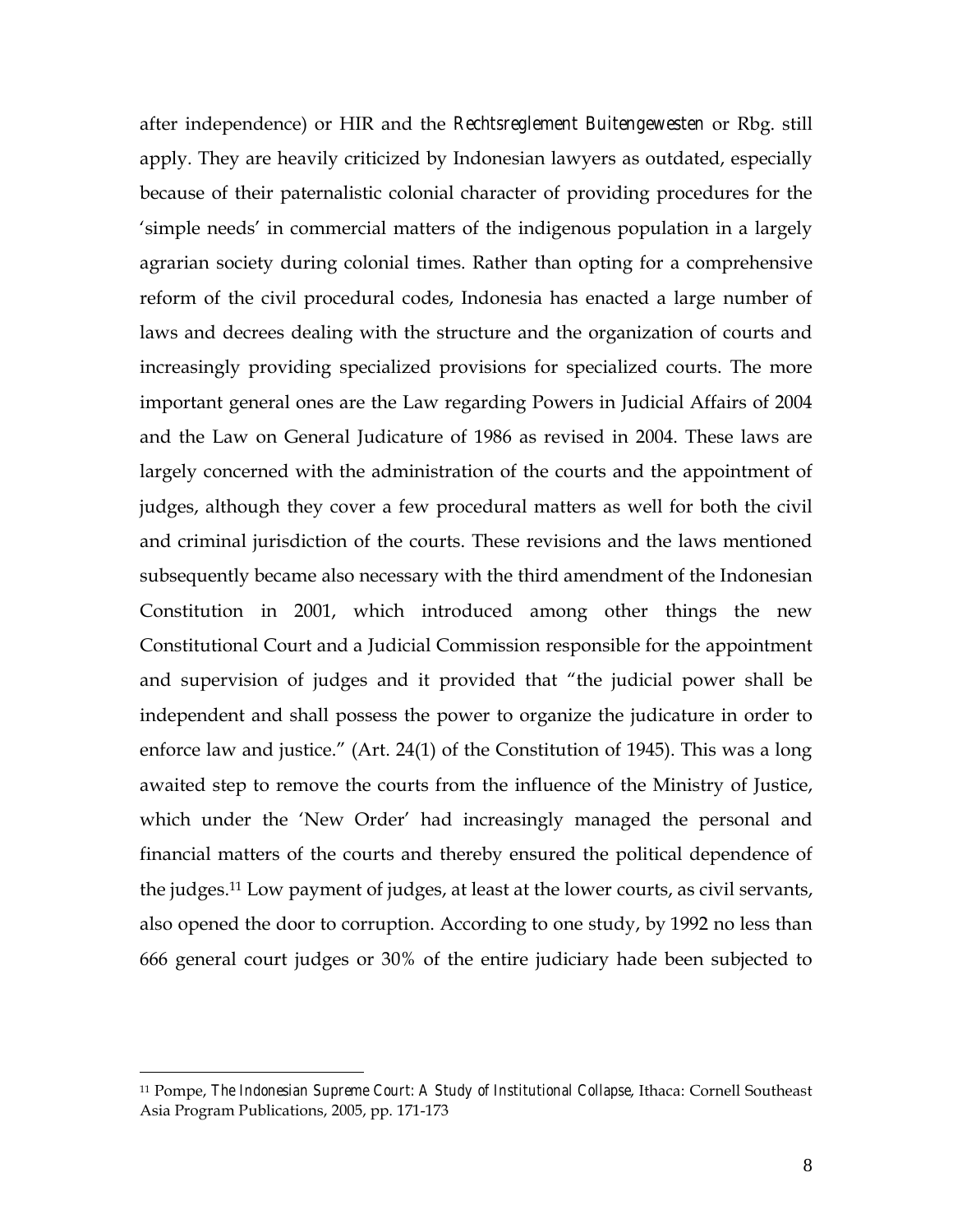after independence) or HIR and the *Rechtsreglement Buitengewesten* or Rbg. still apply. They are heavily criticized by Indonesian lawyers as outdated, especially because of their paternalistic colonial character of providing procedures for the 'simple needs' in commercial matters of the indigenous population in a largely agrarian society during colonial times. Rather than opting for a comprehensive reform of the civil procedural codes, Indonesia has enacted a large number of laws and decrees dealing with the structure and the organization of courts and increasingly providing specialized provisions for specialized courts. The more important general ones are the Law regarding Powers in Judicial Affairs of 2004 and the Law on General Judicature of 1986 as revised in 2004. These laws are largely concerned with the administration of the courts and the appointment of judges, although they cover a few procedural matters as well for both the civil and criminal jurisdiction of the courts. These revisions and the laws mentioned subsequently became also necessary with the third amendment of the Indonesian Constitution in 2001, which introduced among other things the new Constitutional Court and a Judicial Commission responsible for the appointment and supervision of judges and it provided that "the judicial power shall be independent and shall possess the power to organize the judicature in order to enforce law and justice." (Art. 24(1) of the Constitution of 1945). This was a long awaited step to remove the courts from the influence of the Ministry of Justice, which under the 'New Order' had increasingly managed the personal and financial matters of the courts and thereby ensured the political dependence of the judges.[11] Low payment of judges, at least at the lower courts, as civil servants, also opened the door to corruption. According to one study, by 1992 no less than 666 general court judges or 30% of the entire judiciary hade been subjected to

[11] Pompe, *The Indonesian Supreme Court: A Study of Institutional Collapse*, Ithaca: Cornell Southeast Asia Program Publications, 2005, pp. 171-173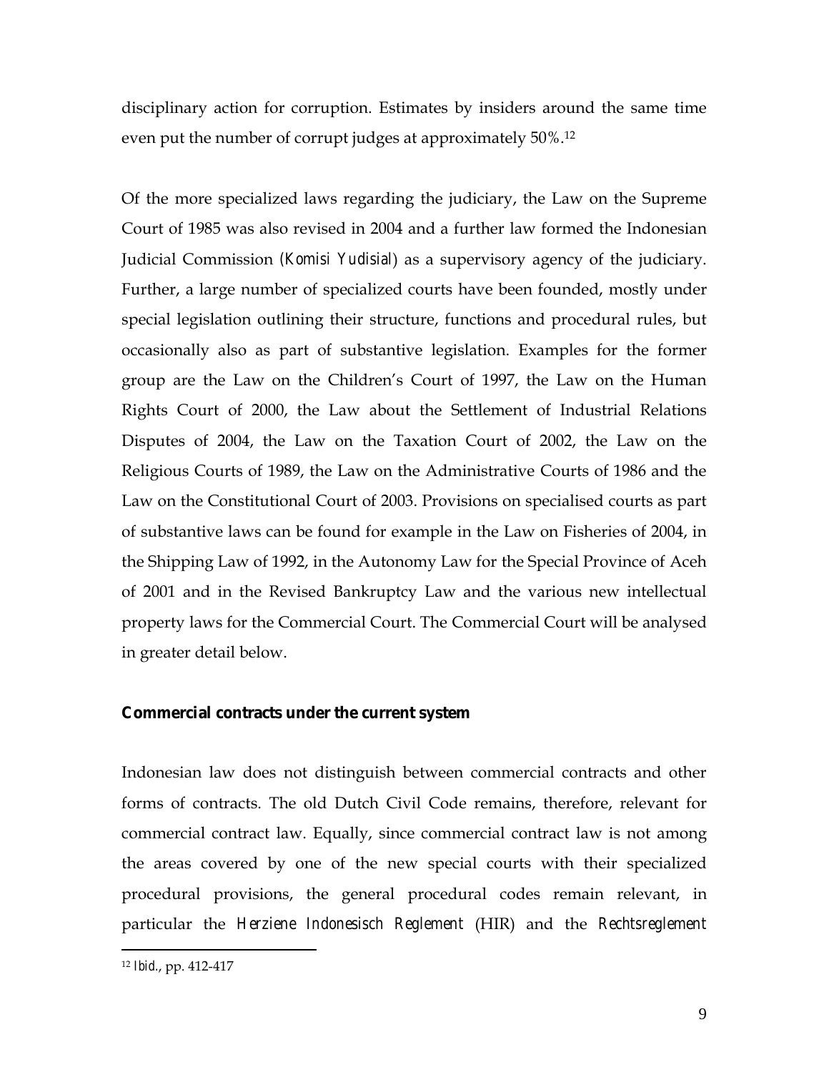disciplinary action for corruption. Estimates by insiders around the same time even put the number of corrupt judges at approximately 50%.[12]

Of the more specialized laws regarding the judiciary, the Law on the Supreme Court of 1985 was also revised in 2004 and a further law formed the Indonesian Judicial Commission (*Komisi Yudisial*) as a supervisory agency of the judiciary. Further, a large number of specialized courts have been founded, mostly under special legislation outlining their structure, functions and procedural rules, but occasionally also as part of substantive legislation. Examples for the former group are the Law on the Children's Court of 1997, the Law on the Human Rights Court of 2000, the Law about the Settlement of Industrial Relations Disputes of 2004, the Law on the Taxation Court of 2002, the Law on the Religious Courts of 1989, the Law on the Administrative Courts of 1986 and the Law on the Constitutional Court of 2003. Provisions on specialised courts as part of substantive laws can be found for example in the Law on Fisheries of 2004, in the Shipping Law of 1992, in the Autonomy Law for the Special Province of Aceh of 2001 and in the Revised Bankruptcy Law and the various new intellectual property laws for the Commercial Court. The Commercial Court will be analysed in greater detail below.

**Commercial contracts under the current system**

Indonesian law does not distinguish between commercial contracts and other forms of contracts. The old Dutch Civil Code remains, therefore, relevant for commercial contract law. Equally, since commercial contract law is not among the areas covered by one of the new special courts with their specialized procedural provisions, the general procedural codes remain relevant, in particular the *Herziene Indonesisch Reglement* (HIR) and the *Rechtsreglement*

[12] *Ibid.*, pp. 412-417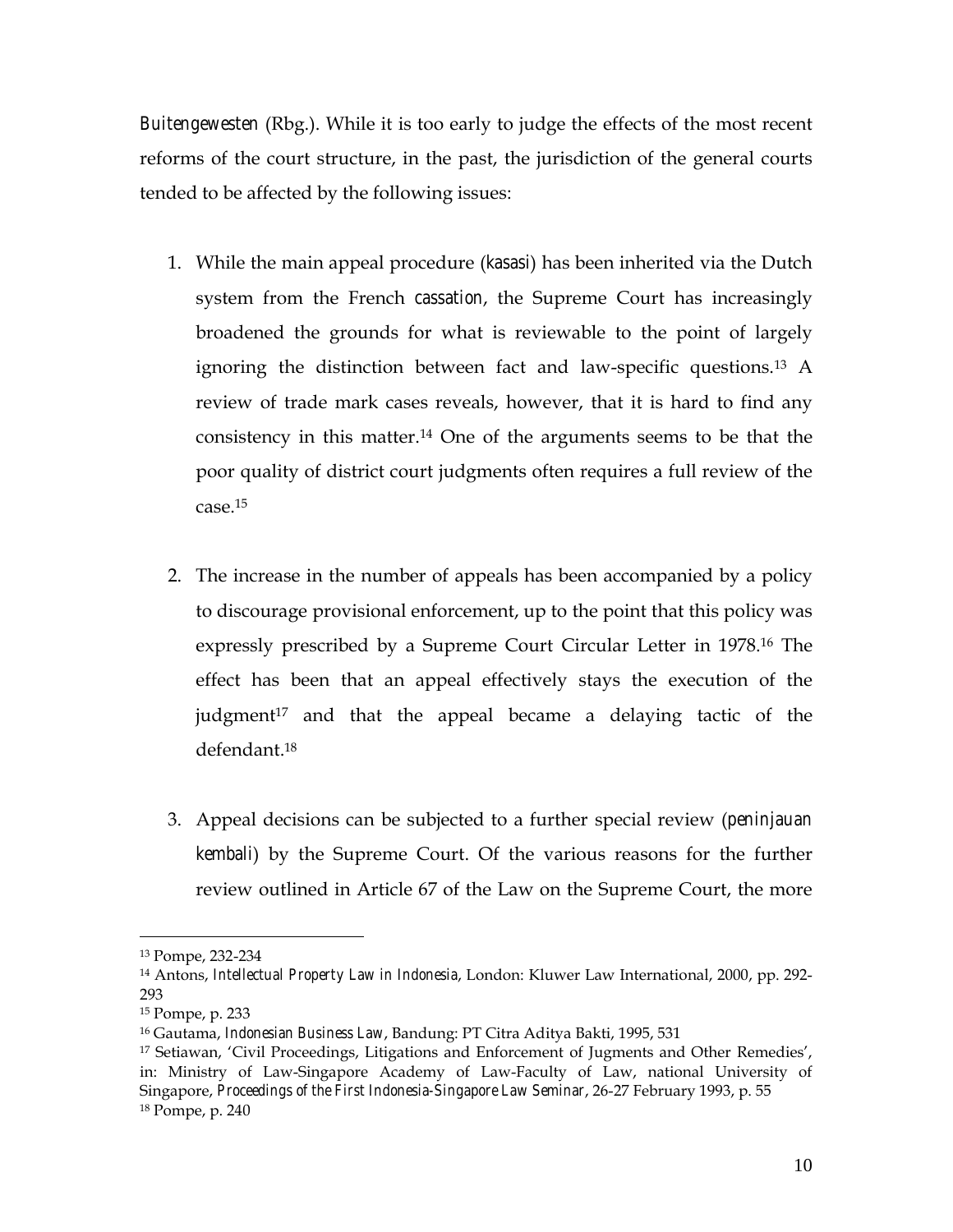*Buitengewesten* (Rbg.). While it is too early to judge the effects of the most recent reforms of the court structure, in the past, the jurisdiction of the general courts tended to be affected by the following issues:

1. While the main appeal procedure (*kasasi*) has been inherited via the Dutch system from the French *cassation*, the Supreme Court has increasingly broadened the grounds for what is reviewable to the point of largely ignoring the distinction between fact and law-specific questions.[13] A review of trade mark cases reveals, however, that it is hard to find any consistency in this matter.[14] One of the arguments seems to be that the poor quality of district court judgments often requires a full review of the case.[15]

2. The increase in the number of appeals has been accompanied by a policy to discourage provisional enforcement, up to the point that this policy was expressly prescribed by a Supreme Court Circular Letter in 1978.[16] The effect has been that an appeal effectively stays the execution of the judgment[17] and that the appeal became a delaying tactic of the defendant.[18]

3. Appeal decisions can be subjected to a further special review (*peninjauan kembali*) by the Supreme Court. Of the various reasons for the further review outlined in Article 67 of the Law on the Supreme Court, the more

---

[13] Pompe, 232-234

[14] Antons, *Intellectual Property Law in Indonesia*, London: Kluwer Law International, 2000, pp. 292-293

[15] Pompe, p. 233

[16] Gautama, *Indonesian Business Law*, Bandung: PT Citra Aditya Bakti, 1995, 531

[17] Setiawan, 'Civil Proceedings, Litigations and Enforcement of Jugments and Other Remedies', in: Ministry of Law-Singapore Academy of Law-Faculty of Law, national University of Singapore, *Proceedings of the First Indonesia-Singapore Law Seminar*, 26-27 February 1993, p. 55

[18] Pompe, p. 240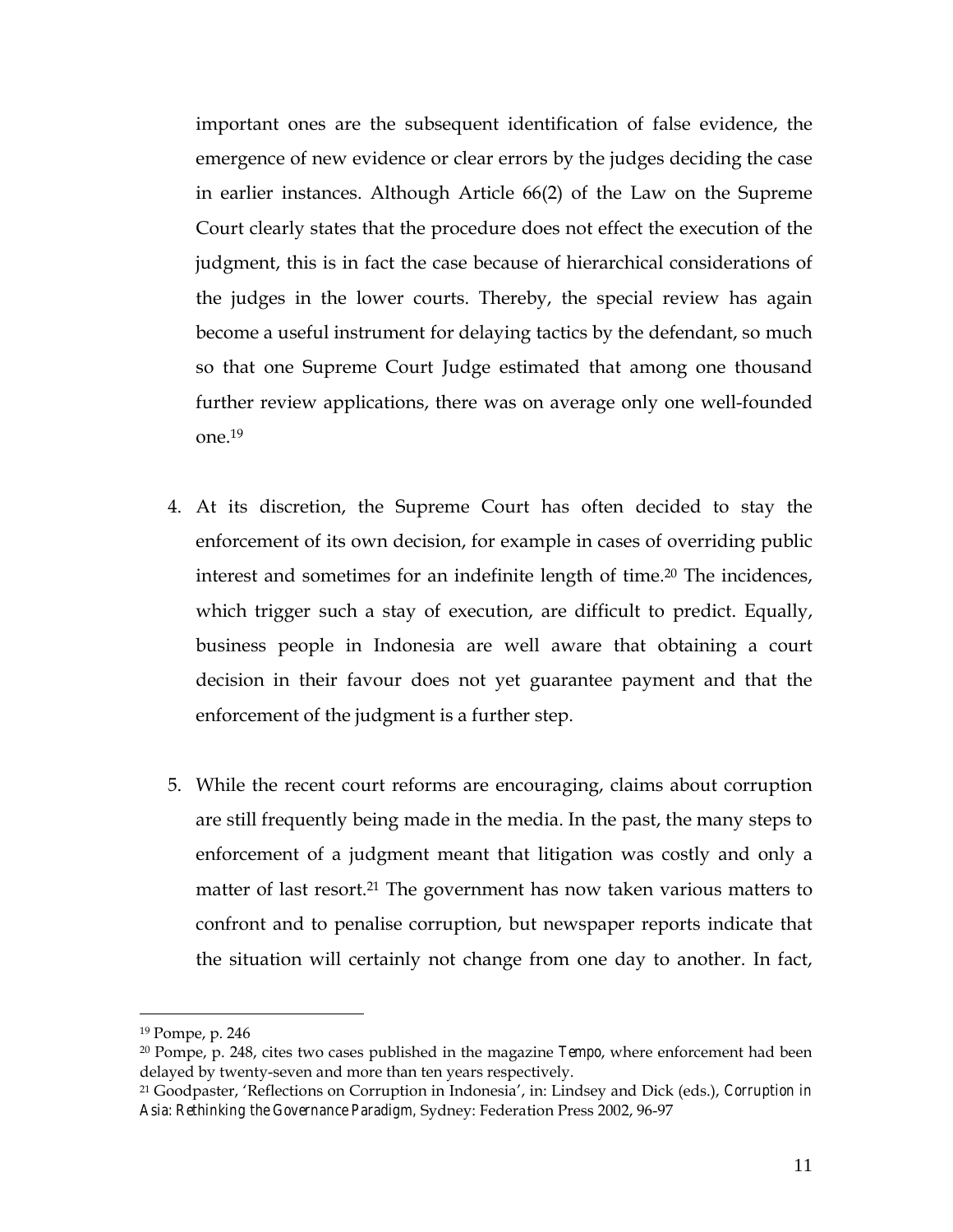important ones are the subsequent identification of false evidence, the emergence of new evidence or clear errors by the judges deciding the case in earlier instances. Although Article 66(2) of the Law on the Supreme Court clearly states that the procedure does not effect the execution of the judgment, this is in fact the case because of hierarchical considerations of the judges in the lower courts. Thereby, the special review has again become a useful instrument for delaying tactics by the defendant, so much so that one Supreme Court Judge estimated that among one thousand further review applications, there was on average only one well-founded one.[19]

4. At its discretion, the Supreme Court has often decided to stay the enforcement of its own decision, for example in cases of overriding public interest and sometimes for an indefinite length of time.[20] The incidences, which trigger such a stay of execution, are difficult to predict. Equally, business people in Indonesia are well aware that obtaining a court decision in their favour does not yet guarantee payment and that the enforcement of the judgment is a further step.

5. While the recent court reforms are encouraging, claims about corruption are still frequently being made in the media. In the past, the many steps to enforcement of a judgment meant that litigation was costly and only a matter of last resort.[21] The government has now taken various matters to confront and to penalise corruption, but newspaper reports indicate that the situation will certainly not change from one day to another. In fact,

---

[19] Pompe, p. 246

[20] Pompe, p. 248, cites two cases published in the magazine *Tempo*, where enforcement had been delayed by twenty-seven and more than ten years respectively.

[21] Goodpaster, 'Reflections on Corruption in Indonesia', in: Lindsey and Dick (eds.), *Corruption in Asia: Rethinking the Governance Paradigm*, Sydney: Federation Press 2002, 96-97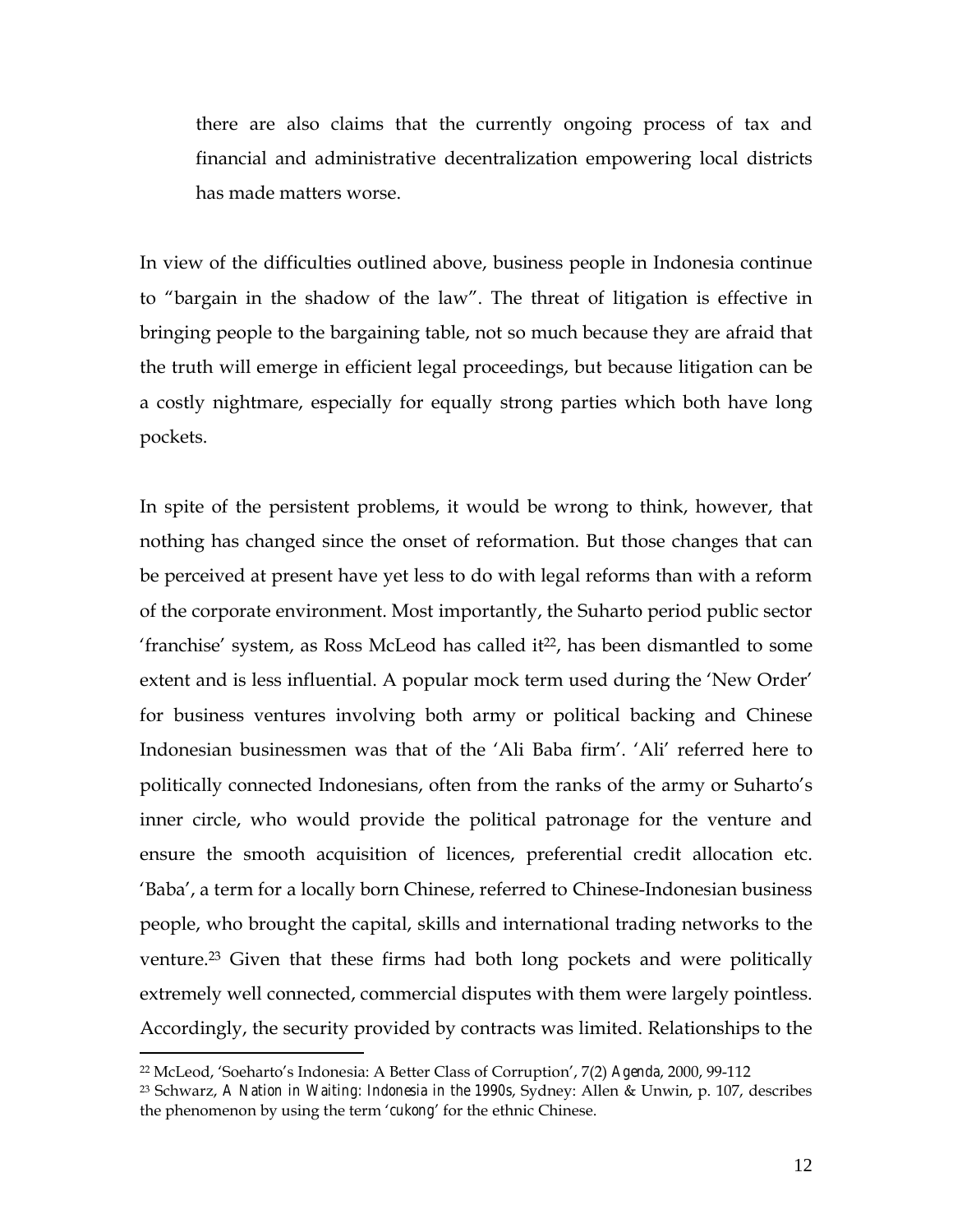there are also claims that the currently ongoing process of tax and financial and administrative decentralization empowering local districts has made matters worse.

In view of the difficulties outlined above, business people in Indonesia continue to "bargain in the shadow of the law". The threat of litigation is effective in bringing people to the bargaining table, not so much because they are afraid that the truth will emerge in efficient legal proceedings, but because litigation can be a costly nightmare, especially for equally strong parties which both have long pockets.

In spite of the persistent problems, it would be wrong to think, however, that nothing has changed since the onset of reformation. But those changes that can be perceived at present have yet less to do with legal reforms than with a reform of the corporate environment. Most importantly, the Suharto period public sector 'franchise' system, as Ross McLeod has called it[22], has been dismantled to some extent and is less influential. A popular mock term used during the 'New Order' for business ventures involving both army or political backing and Chinese Indonesian businessmen was that of the 'Ali Baba firm'. 'Ali' referred here to politically connected Indonesians, often from the ranks of the army or Suharto's inner circle, who would provide the political patronage for the venture and ensure the smooth acquisition of licences, preferential credit allocation etc. 'Baba', a term for a locally born Chinese, referred to Chinese-Indonesian business people, who brought the capital, skills and international trading networks to the venture.[23] Given that these firms had both long pockets and were politically extremely well connected, commercial disputes with them were largely pointless. Accordingly, the security provided by contracts was limited. Relationships to the

---

[22] McLeod, 'Soeharto's Indonesia: A Better Class of Corruption', 7(2) *Agenda*, 2000, 99-112

[23] Schwarz, *A Nation in Waiting: Indonesia in the 1990s*, Sydney: Allen & Unwin, p. 107, describes the phenomenon by using the term '*cukong*' for the ethnic Chinese.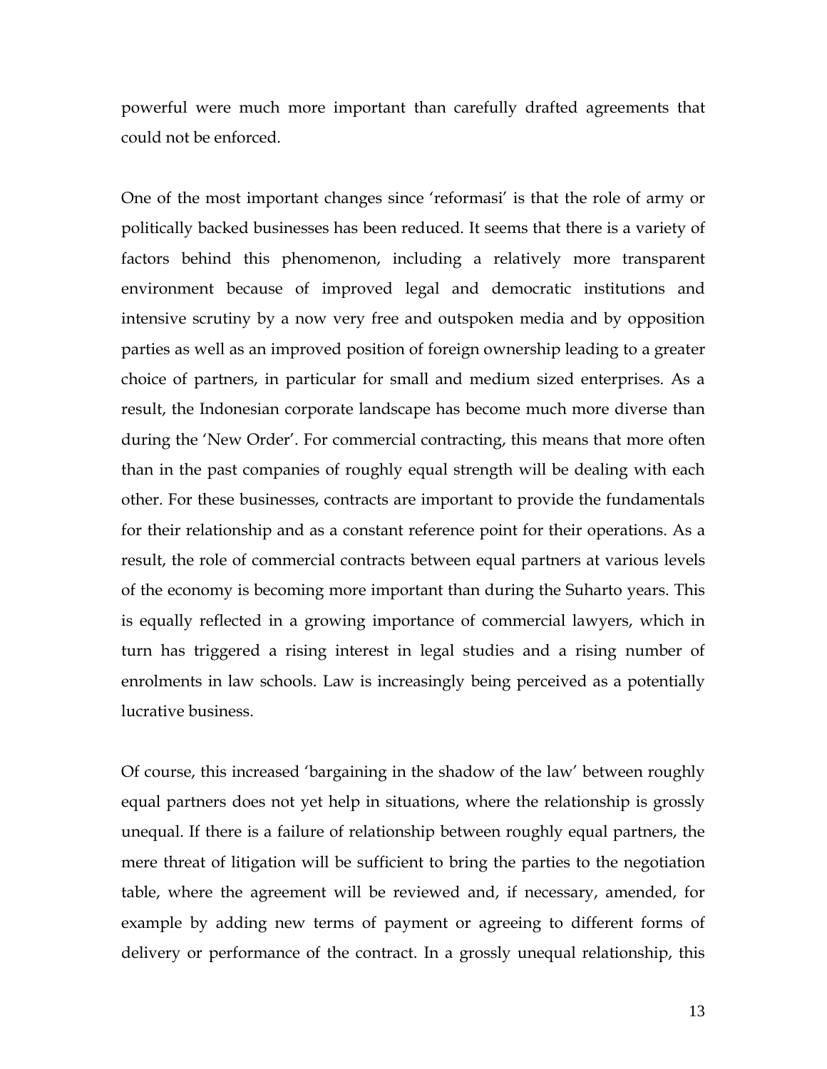powerful were much more important than carefully drafted agreements that could not be enforced.

One of the most important changes since 'reformasi' is that the role of army or politically backed businesses has been reduced. It seems that there is a variety of factors behind this phenomenon, including a relatively more transparent environment because of improved legal and democratic institutions and intensive scrutiny by a now very free and outspoken media and by opposition parties as well as an improved position of foreign ownership leading to a greater choice of partners, in particular for small and medium sized enterprises. As a result, the Indonesian corporate landscape has become much more diverse than during the 'New Order'. For commercial contracting, this means that more often than in the past companies of roughly equal strength will be dealing with each other. For these businesses, contracts are important to provide the fundamentals for their relationship and as a constant reference point for their operations. As a result, the role of commercial contracts between equal partners at various levels of the economy is becoming more important than during the Suharto years. This is equally reflected in a growing importance of commercial lawyers, which in turn has triggered a rising interest in legal studies and a rising number of enrolments in law schools. Law is increasingly being perceived as a potentially lucrative business.

Of course, this increased 'bargaining in the shadow of the law' between roughly equal partners does not yet help in situations, where the relationship is grossly unequal. If there is a failure of relationship between roughly equal partners, the mere threat of litigation will be sufficient to bring the parties to the negotiation table, where the agreement will be reviewed and, if necessary, amended, for example by adding new terms of payment or agreeing to different forms of delivery or performance of the contract. In a grossly unequal relationship, this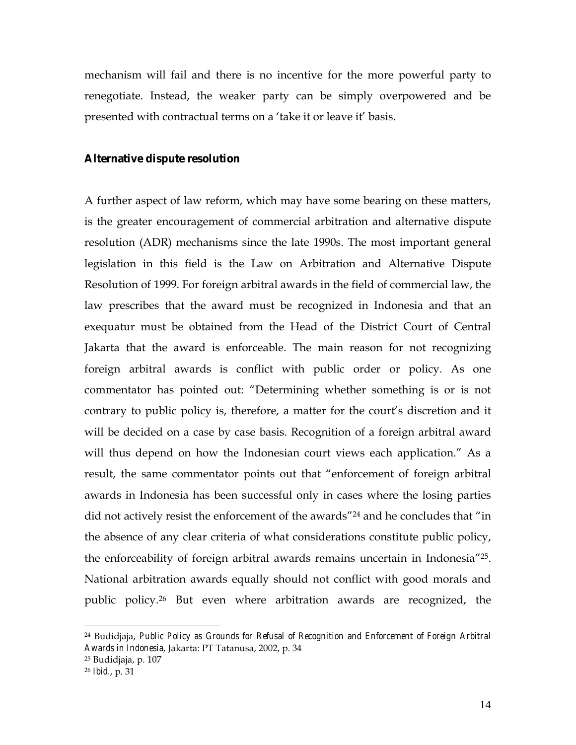mechanism will fail and there is no incentive for the more powerful party to renegotiate. Instead, the weaker party can be simply overpowered and be presented with contractual terms on a 'take it or leave it' basis.

**Alternative dispute resolution**

A further aspect of law reform, which may have some bearing on these matters, is the greater encouragement of commercial arbitration and alternative dispute resolution (ADR) mechanisms since the late 1990s. The most important general legislation in this field is the Law on Arbitration and Alternative Dispute Resolution of 1999. For foreign arbitral awards in the field of commercial law, the law prescribes that the award must be recognized in Indonesia and that an exequatur must be obtained from the Head of the District Court of Central Jakarta that the award is enforceable. The main reason for not recognizing foreign arbitral awards is conflict with public order or policy. As one commentator has pointed out: "Determining whether something is or is not contrary to public policy is, therefore, a matter for the court's discretion and it will be decided on a case by case basis. Recognition of a foreign arbitral award will thus depend on how the Indonesian court views each application." As a result, the same commentator points out that "enforcement of foreign arbitral awards in Indonesia has been successful only in cases where the losing parties did not actively resist the enforcement of the awards"[24] and he concludes that "in the absence of any clear criteria of what considerations constitute public policy, the enforceability of foreign arbitral awards remains uncertain in Indonesia"[25]. National arbitration awards equally should not conflict with good morals and public policy.[26] But even where arbitration awards are recognized, the

---

[24] Budidjaja, *Public Policy as Grounds for Refusal of Recognition and Enforcement of Foreign Arbitral Awards in Indonesia*, Jakarta: PT Tatanusa, 2002, p. 34

[25] Budidjaja, p. 107

[26] *Ibid.*, p. 31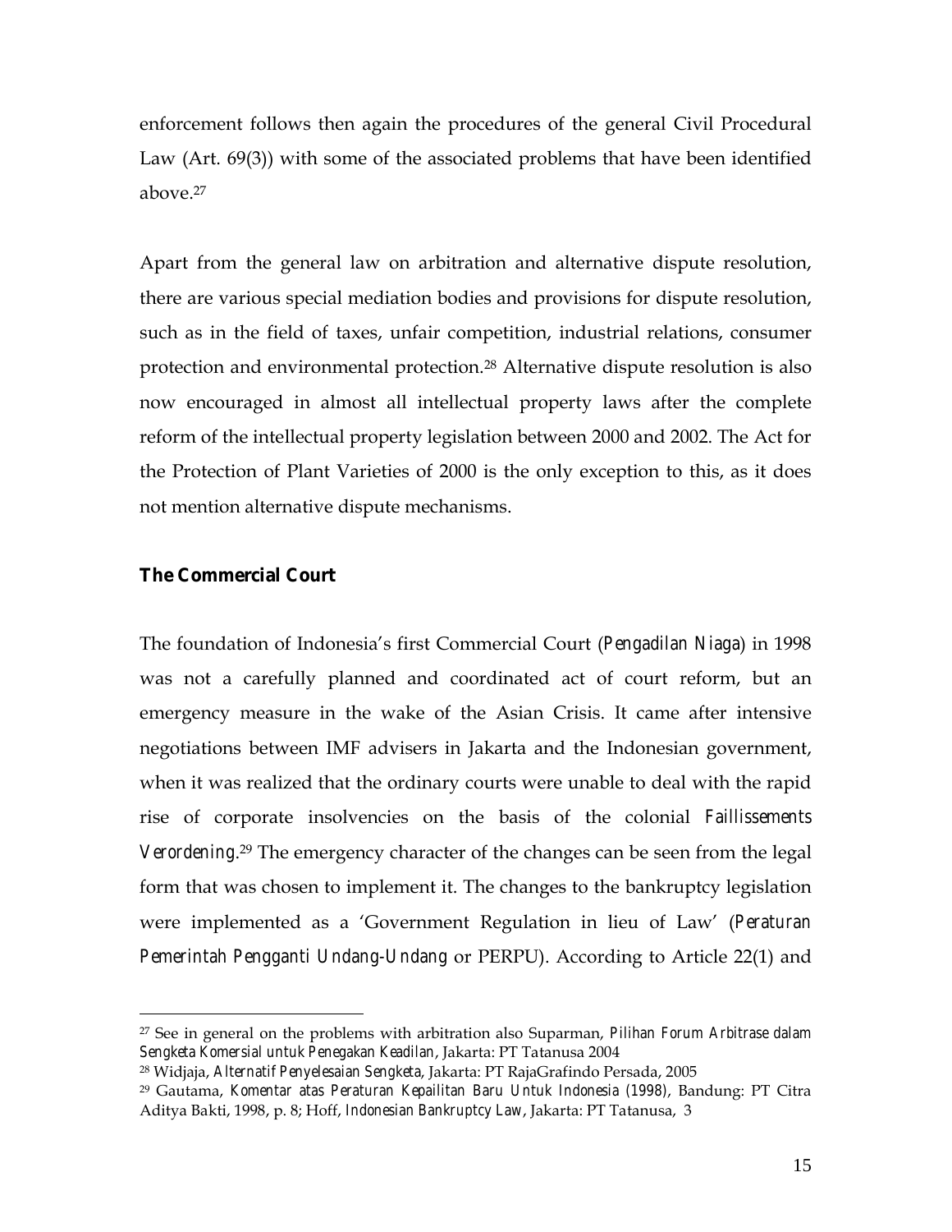enforcement follows then again the procedures of the general Civil Procedural Law (Art. 69(3)) with some of the associated problems that have been identified above.[27]

Apart from the general law on arbitration and alternative dispute resolution, there are various special mediation bodies and provisions for dispute resolution, such as in the field of taxes, unfair competition, industrial relations, consumer protection and environmental protection.[28] Alternative dispute resolution is also now encouraged in almost all intellectual property laws after the complete reform of the intellectual property legislation between 2000 and 2002. The Act for the Protection of Plant Varieties of 2000 is the only exception to this, as it does not mention alternative dispute mechanisms.

**The Commercial Court**

The foundation of Indonesia's first Commercial Court (*Pengadilan Niaga*) in 1998 was not a carefully planned and coordinated act of court reform, but an emergency measure in the wake of the Asian Crisis. It came after intensive negotiations between IMF advisers in Jakarta and the Indonesian government, when it was realized that the ordinary courts were unable to deal with the rapid rise of corporate insolvencies on the basis of the colonial *Faillissements Verordening*.[29] The emergency character of the changes can be seen from the legal form that was chosen to implement it. The changes to the bankruptcy legislation were implemented as a 'Government Regulation in lieu of Law' (*Peraturan Pemerintah Pengganti Undang-Undang* or PERPU). According to Article 22(1) and

---

[27] See in general on the problems with arbitration also Suparman, *Pilihan Forum Arbitrase dalam Sengketa Komersial untuk Penegakan Keadilan*, Jakarta: PT Tatanusa 2004

[28] Widjaja, *Alternatif Penyelesaian Sengketa*, Jakarta: PT RajaGrafindo Persada, 2005

[29] Gautama, *Komentar atas Peraturan Kepailitan Baru Untuk Indonesia (1998)*, Bandung: PT Citra Aditya Bakti, 1998, p. 8; Hoff, *Indonesian Bankruptcy Law*, Jakarta: PT Tatanusa, 3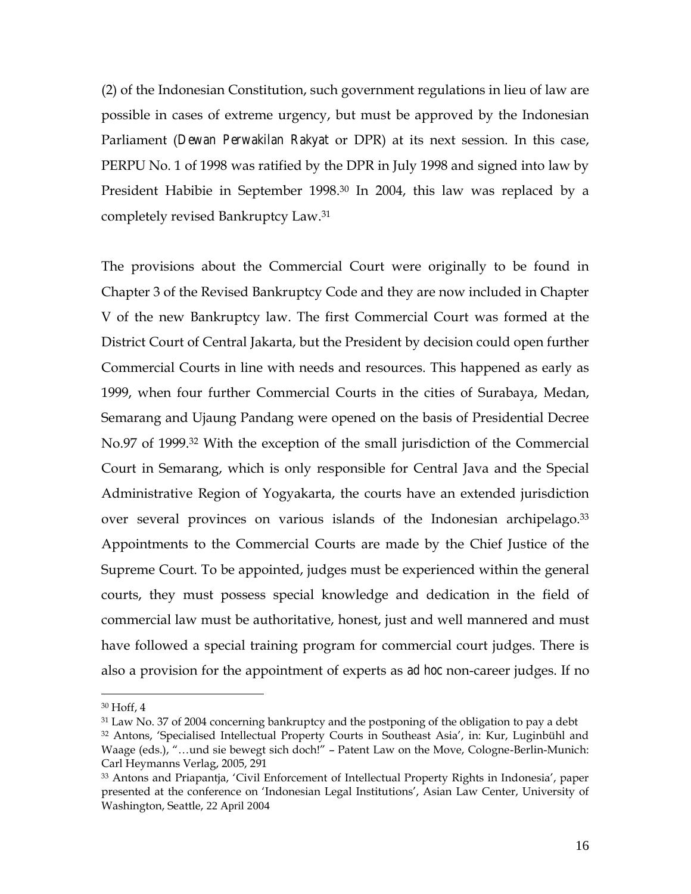(2) of the Indonesian Constitution, such government regulations in lieu of law are possible in cases of extreme urgency, but must be approved by the Indonesian Parliament (*Dewan Perwakilan Rakyat* or DPR) at its next session. In this case, PERPU No. 1 of 1998 was ratified by the DPR in July 1998 and signed into law by President Habibie in September 1998.[30] In 2004, this law was replaced by a completely revised Bankruptcy Law.[31]

The provisions about the Commercial Court were originally to be found in Chapter 3 of the Revised Bankruptcy Code and they are now included in Chapter V of the new Bankruptcy law. The first Commercial Court was formed at the District Court of Central Jakarta, but the President by decision could open further Commercial Courts in line with needs and resources. This happened as early as 1999, when four further Commercial Courts in the cities of Surabaya, Medan, Semarang and Ujaung Pandang were opened on the basis of Presidential Decree No.97 of 1999.[32] With the exception of the small jurisdiction of the Commercial Court in Semarang, which is only responsible for Central Java and the Special Administrative Region of Yogyakarta, the courts have an extended jurisdiction over several provinces on various islands of the Indonesian archipelago.[33] Appointments to the Commercial Courts are made by the Chief Justice of the Supreme Court. To be appointed, judges must be experienced within the general courts, they must possess special knowledge and dedication in the field of commercial law must be authoritative, honest, just and well mannered and must have followed a special training program for commercial court judges. There is also a provision for the appointment of experts as *ad hoc* non-career judges. If no

---

[30] Hoff, 4

[31] Law No. 37 of 2004 concerning bankruptcy and the postponing of the obligation to pay a debt

[32] Antons, 'Specialised Intellectual Property Courts in Southeast Asia', in: Kur, Luginbühl and Waage (eds.), "…und sie bewegt sich doch!" – Patent Law on the Move, Cologne-Berlin-Munich: Carl Heymanns Verlag, 2005, 291

[33] Antons and Priapantja, 'Civil Enforcement of Intellectual Property Rights in Indonesia', paper presented at the conference on 'Indonesian Legal Institutions', Asian Law Center, University of Washington, Seattle, 22 April 2004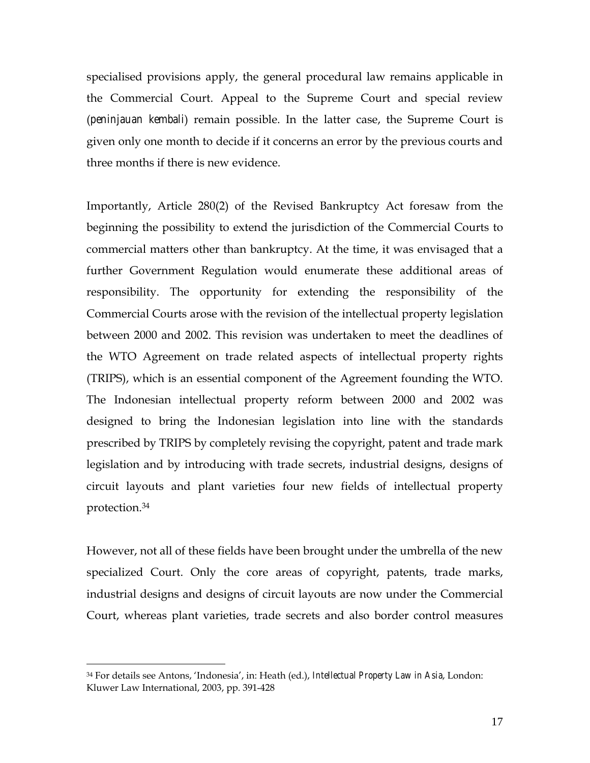specialised provisions apply, the general procedural law remains applicable in the Commercial Court. Appeal to the Supreme Court and special review (*peninjauan kembali*) remain possible. In the latter case, the Supreme Court is given only one month to decide if it concerns an error by the previous courts and three months if there is new evidence.

Importantly, Article 280(2) of the Revised Bankruptcy Act foresaw from the beginning the possibility to extend the jurisdiction of the Commercial Courts to commercial matters other than bankruptcy. At the time, it was envisaged that a further Government Regulation would enumerate these additional areas of responsibility. The opportunity for extending the responsibility of the Commercial Courts arose with the revision of the intellectual property legislation between 2000 and 2002. This revision was undertaken to meet the deadlines of the WTO Agreement on trade related aspects of intellectual property rights (TRIPS), which is an essential component of the Agreement founding the WTO. The Indonesian intellectual property reform between 2000 and 2002 was designed to bring the Indonesian legislation into line with the standards prescribed by TRIPS by completely revising the copyright, patent and trade mark legislation and by introducing with trade secrets, industrial designs, designs of circuit layouts and plant varieties four new fields of intellectual property protection.[34]

However, not all of these fields have been brought under the umbrella of the new specialized Court. Only the core areas of copyright, patents, trade marks, industrial designs and designs of circuit layouts are now under the Commercial Court, whereas plant varieties, trade secrets and also border control measures

---

[34] For details see Antons, 'Indonesia', in: Heath (ed.), *Intellectual Property Law in Asia*, London: Kluwer Law International, 2003, pp. 391-428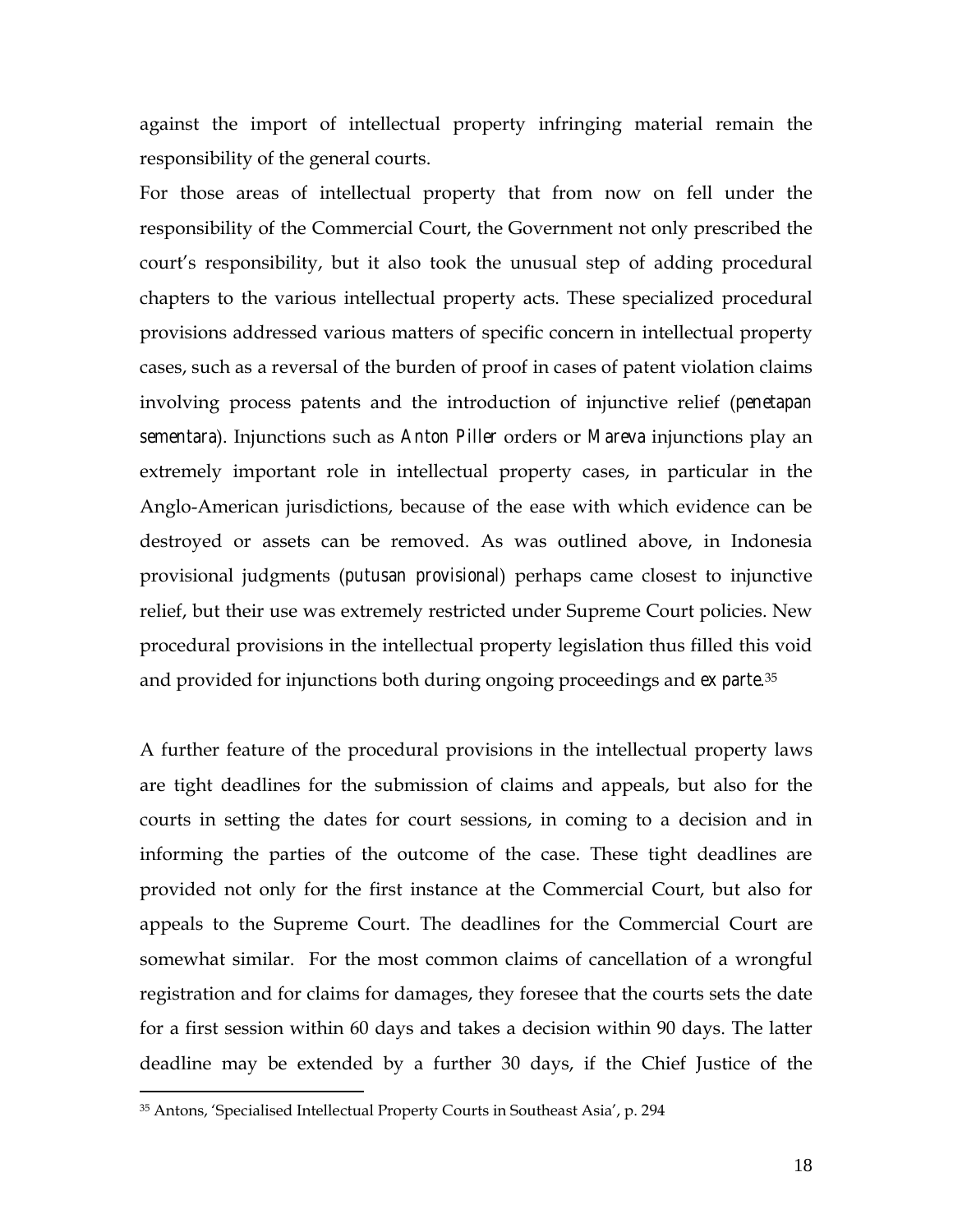against the import of intellectual property infringing material remain the responsibility of the general courts.

For those areas of intellectual property that from now on fell under the responsibility of the Commercial Court, the Government not only prescribed the court's responsibility, but it also took the unusual step of adding procedural chapters to the various intellectual property acts. These specialized procedural provisions addressed various matters of specific concern in intellectual property cases, such as a reversal of the burden of proof in cases of patent violation claims involving process patents and the introduction of injunctive relief (*penetapan sementara*). Injunctions such as *Anton Piller* orders or *Mareva* injunctions play an extremely important role in intellectual property cases, in particular in the Anglo-American jurisdictions, because of the ease with which evidence can be destroyed or assets can be removed. As was outlined above, in Indonesia provisional judgments (*putusan provisional*) perhaps came closest to injunctive relief, but their use was extremely restricted under Supreme Court policies. New procedural provisions in the intellectual property legislation thus filled this void and provided for injunctions both during ongoing proceedings and *ex parte*.[35]

A further feature of the procedural provisions in the intellectual property laws are tight deadlines for the submission of claims and appeals, but also for the courts in setting the dates for court sessions, in coming to a decision and in informing the parties of the outcome of the case. These tight deadlines are provided not only for the first instance at the Commercial Court, but also for appeals to the Supreme Court. The deadlines for the Commercial Court are somewhat similar. For the most common claims of cancellation of a wrongful registration and for claims for damages, they foresee that the courts sets the date for a first session within 60 days and takes a decision within 90 days. The latter deadline may be extended by a further 30 days, if the Chief Justice of the

[35] Antons, 'Specialised Intellectual Property Courts in Southeast Asia', p. 294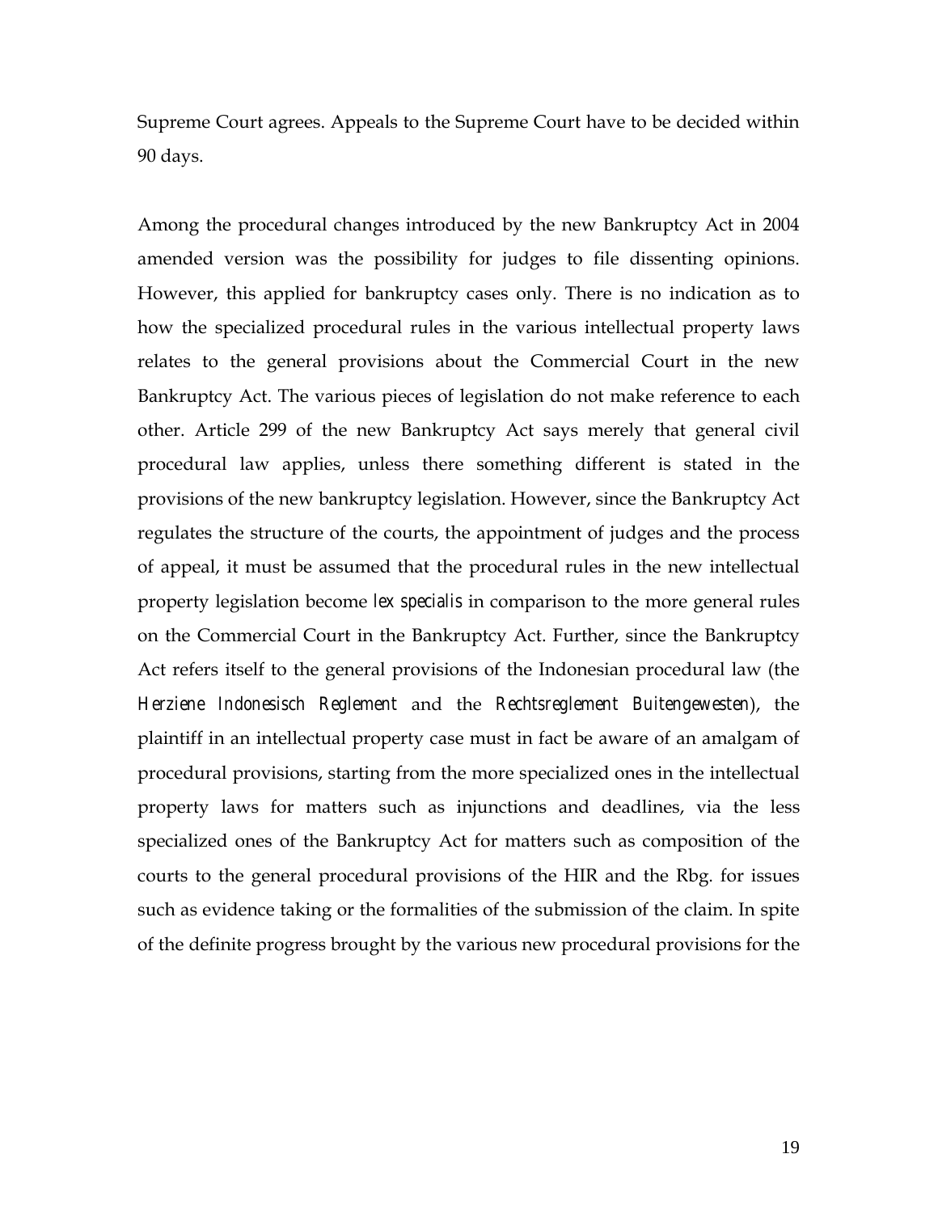Supreme Court agrees. Appeals to the Supreme Court have to be decided within 90 days.

Among the procedural changes introduced by the new Bankruptcy Act in 2004 amended version was the possibility for judges to file dissenting opinions. However, this applied for bankruptcy cases only. There is no indication as to how the specialized procedural rules in the various intellectual property laws relates to the general provisions about the Commercial Court in the new Bankruptcy Act. The various pieces of legislation do not make reference to each other. Article 299 of the new Bankruptcy Act says merely that general civil procedural law applies, unless there something different is stated in the provisions of the new bankruptcy legislation. However, since the Bankruptcy Act regulates the structure of the courts, the appointment of judges and the process of appeal, it must be assumed that the procedural rules in the new intellectual property legislation become *lex specialis* in comparison to the more general rules on the Commercial Court in the Bankruptcy Act. Further, since the Bankruptcy Act refers itself to the general provisions of the Indonesian procedural law (the *Herziene Indonesisch Reglement* and the *Rechtsreglement Buitengewesten*), the plaintiff in an intellectual property case must in fact be aware of an amalgam of procedural provisions, starting from the more specialized ones in the intellectual property laws for matters such as injunctions and deadlines, via the less specialized ones of the Bankruptcy Act for matters such as composition of the courts to the general procedural provisions of the HIR and the Rbg. for issues such as evidence taking or the formalities of the submission of the claim. In spite of the definite progress brought by the various new procedural provisions for the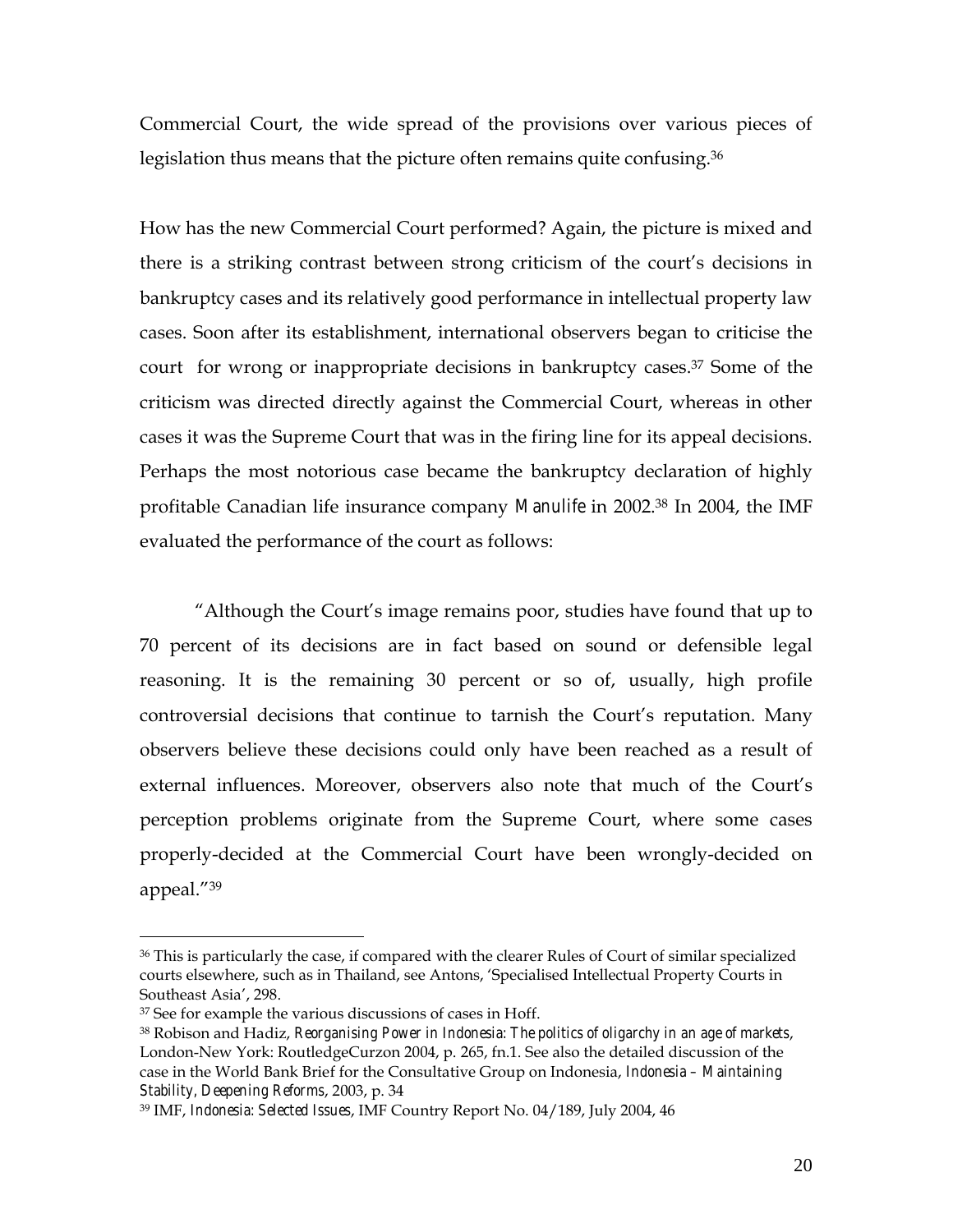Commercial Court, the wide spread of the provisions over various pieces of legislation thus means that the picture often remains quite confusing.[36]

How has the new Commercial Court performed? Again, the picture is mixed and there is a striking contrast between strong criticism of the court's decisions in bankruptcy cases and its relatively good performance in intellectual property law cases. Soon after its establishment, international observers began to criticise the court for wrong or inappropriate decisions in bankruptcy cases.[37] Some of the criticism was directed directly against the Commercial Court, whereas in other cases it was the Supreme Court that was in the firing line for its appeal decisions. Perhaps the most notorious case became the bankruptcy declaration of highly profitable Canadian life insurance company *Manulife* in 2002.[38] In 2004, the IMF evaluated the performance of the court as follows:

> "Although the Court's image remains poor, studies have found that up to 70 percent of its decisions are in fact based on sound or defensible legal reasoning. It is the remaining 30 percent or so of, usually, high profile controversial decisions that continue to tarnish the Court's reputation. Many observers believe these decisions could only have been reached as a result of external influences. Moreover, observers also note that much of the Court's perception problems originate from the Supreme Court, where some cases properly-decided at the Commercial Court have been wrongly-decided on appeal."[39]

---

[36] This is particularly the case, if compared with the clearer Rules of Court of similar specialized courts elsewhere, such as in Thailand, see Antons, 'Specialised Intellectual Property Courts in Southeast Asia', 298.

[37] See for example the various discussions of cases in Hoff.

[38] Robison and Hadiz, *Reorganising Power in Indonesia: The politics of oligarchy in an age of markets*, London-New York: RoutledgeCurzon 2004, p. 265, fn.1. See also the detailed discussion of the case in the World Bank Brief for the Consultative Group on Indonesia, *Indonesia – Maintaining Stability, Deepening Reforms*, 2003, p. 34

[39] IMF, *Indonesia: Selected Issues*, IMF Country Report No. 04/189, July 2004, 46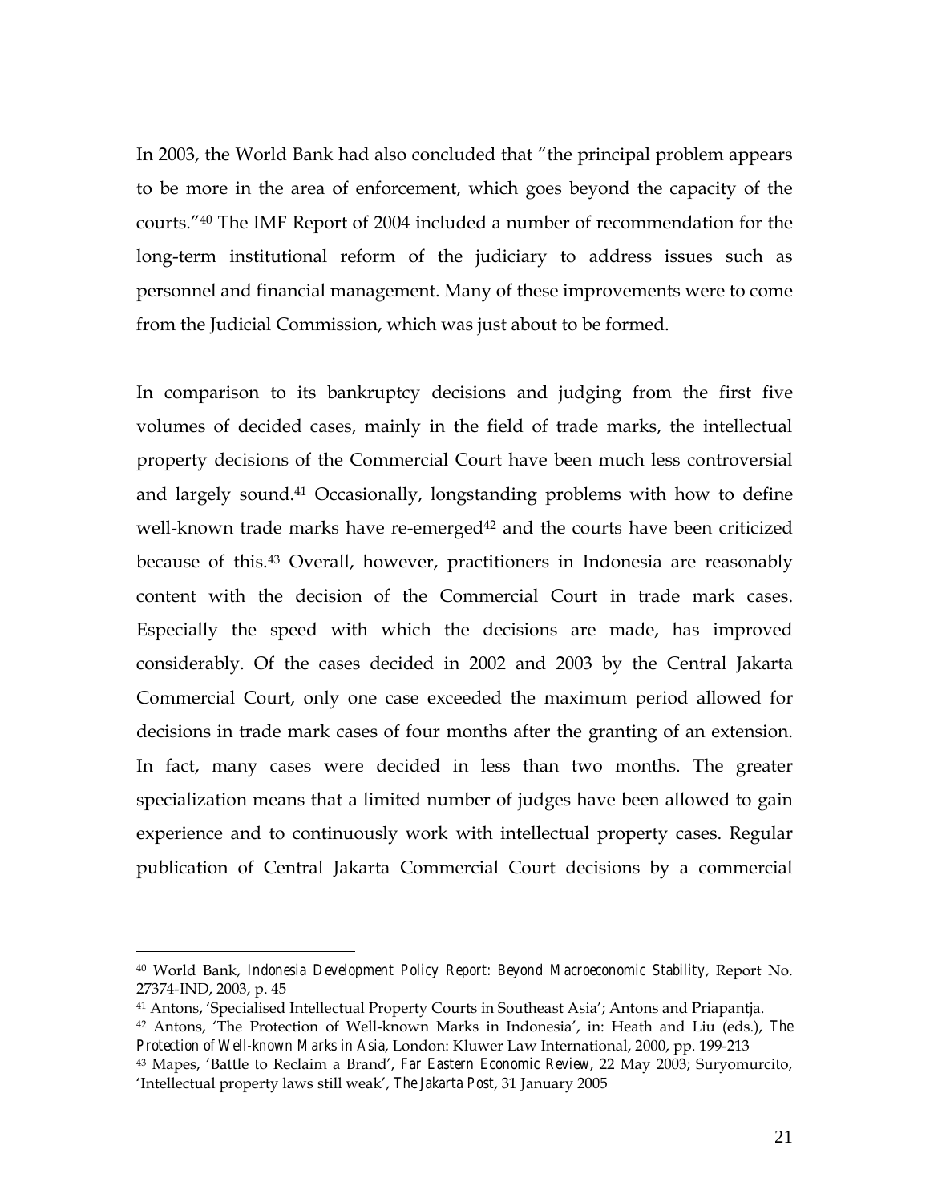In 2003, the World Bank had also concluded that "the principal problem appears to be more in the area of enforcement, which goes beyond the capacity of the courts."[40] The IMF Report of 2004 included a number of recommendation for the long-term institutional reform of the judiciary to address issues such as personnel and financial management. Many of these improvements were to come from the Judicial Commission, which was just about to be formed.

In comparison to its bankruptcy decisions and judging from the first five volumes of decided cases, mainly in the field of trade marks, the intellectual property decisions of the Commercial Court have been much less controversial and largely sound.[41] Occasionally, longstanding problems with how to define well-known trade marks have re-emerged[42] and the courts have been criticized because of this.[43] Overall, however, practitioners in Indonesia are reasonably content with the decision of the Commercial Court in trade mark cases. Especially the speed with which the decisions are made, has improved considerably. Of the cases decided in 2002 and 2003 by the Central Jakarta Commercial Court, only one case exceeded the maximum period allowed for decisions in trade mark cases of four months after the granting of an extension. In fact, many cases were decided in less than two months. The greater specialization means that a limited number of judges have been allowed to gain experience and to continuously work with intellectual property cases. Regular publication of Central Jakarta Commercial Court decisions by a commercial

---

[40] World Bank, *Indonesia Development Policy Report: Beyond Macroeconomic Stability*, Report No. 27374-IND, 2003, p. 45

[41] Antons, 'Specialised Intellectual Property Courts in Southeast Asia'; Antons and Priapantja.

[42] Antons, 'The Protection of Well-known Marks in Indonesia', in: Heath and Liu (eds.), *The Protection of Well-known Marks in Asia*, London: Kluwer Law International, 2000, pp. 199-213

[43] Mapes, 'Battle to Reclaim a Brand', *Far Eastern Economic Review*, 22 May 2003; Suryomurcito, 'Intellectual property laws still weak', *The Jakarta Post*, 31 January 2005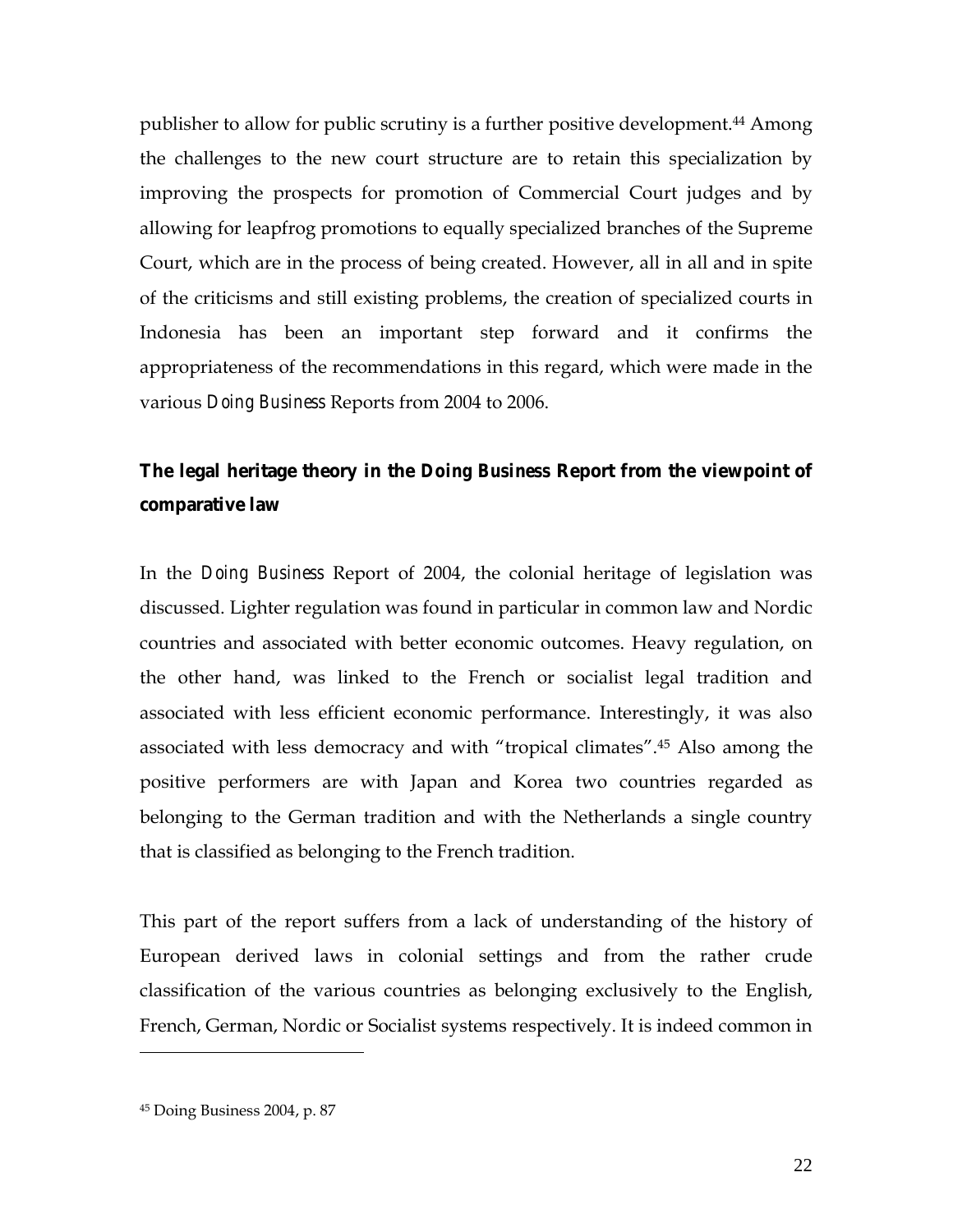publisher to allow for public scrutiny is a further positive development.[44] Among the challenges to the new court structure are to retain this specialization by improving the prospects for promotion of Commercial Court judges and by allowing for leapfrog promotions to equally specialized branches of the Supreme Court, which are in the process of being created. However, all in all and in spite of the criticisms and still existing problems, the creation of specialized courts in Indonesia has been an important step forward and it confirms the appropriateness of the recommendations in this regard, which were made in the various *Doing Business* Reports from 2004 to 2006.

**The legal heritage theory in the *Doing Business* Report from the viewpoint of comparative law**

In the *Doing Business* Report of 2004, the colonial heritage of legislation was discussed. Lighter regulation was found in particular in common law and Nordic countries and associated with better economic outcomes. Heavy regulation, on the other hand, was linked to the French or socialist legal tradition and associated with less efficient economic performance. Interestingly, it was also associated with less democracy and with "tropical climates".[45] Also among the positive performers are with Japan and Korea two countries regarded as belonging to the German tradition and with the Netherlands a single country that is classified as belonging to the French tradition.

This part of the report suffers from a lack of understanding of the history of European derived laws in colonial settings and from the rather crude classification of the various countries as belonging exclusively to the English, French, German, Nordic or Socialist systems respectively. It is indeed common in

[45] Doing Business 2004, p. 87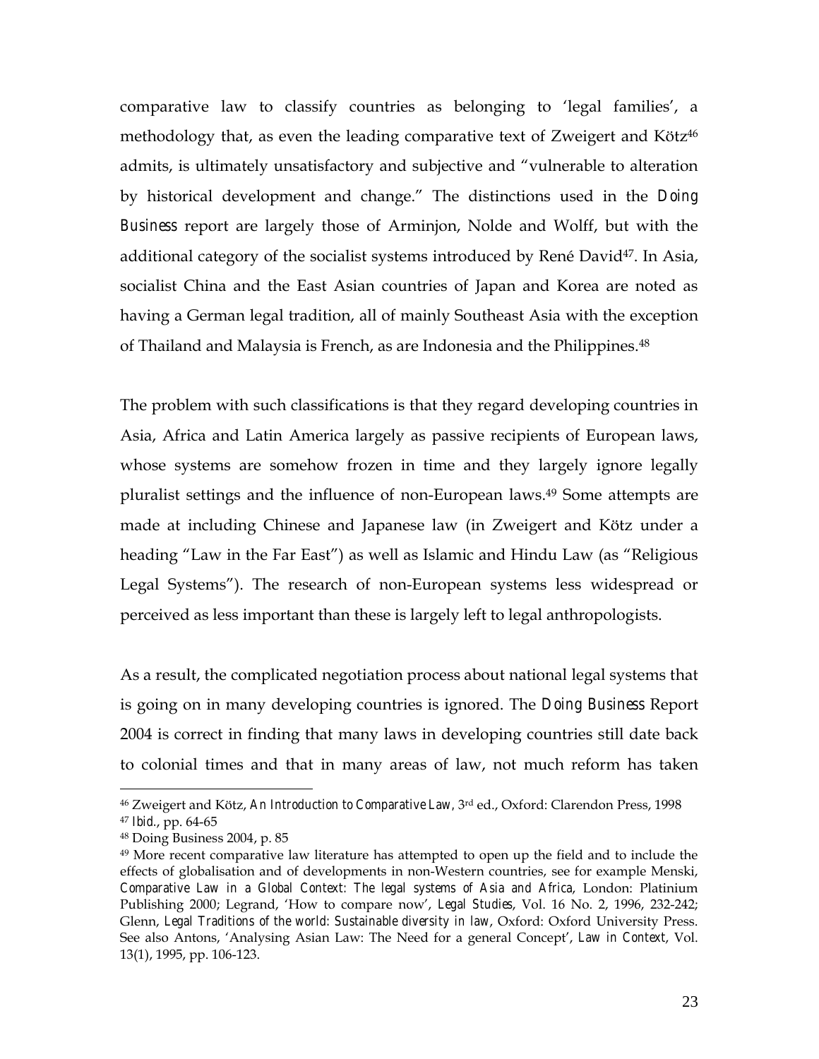comparative law to classify countries as belonging to 'legal families', a methodology that, as even the leading comparative text of Zweigert and Kötz[46] admits, is ultimately unsatisfactory and subjective and "vulnerable to alteration by historical development and change." The distinctions used in the *Doing Business* report are largely those of Arminjon, Nolde and Wolff, but with the additional category of the socialist systems introduced by René David[47]. In Asia, socialist China and the East Asian countries of Japan and Korea are noted as having a German legal tradition, all of mainly Southeast Asia with the exception of Thailand and Malaysia is French, as are Indonesia and the Philippines.[48]

The problem with such classifications is that they regard developing countries in Asia, Africa and Latin America largely as passive recipients of European laws, whose systems are somehow frozen in time and they largely ignore legally pluralist settings and the influence of non-European laws.[49] Some attempts are made at including Chinese and Japanese law (in Zweigert and Kötz under a heading "Law in the Far East") as well as Islamic and Hindu Law (as "Religious Legal Systems"). The research of non-European systems less widespread or perceived as less important than these is largely left to legal anthropologists.

As a result, the complicated negotiation process about national legal systems that is going on in many developing countries is ignored. The *Doing Business* Report 2004 is correct in finding that many laws in developing countries still date back to colonial times and that in many areas of law, not much reform has taken

---

[46] Zweigert and Kötz, *An Introduction to Comparative Law*, 3rd ed., Oxford: Clarendon Press, 1998

[47] *Ibid.*, pp. 64-65

[48] Doing Business 2004, p. 85

[49] More recent comparative law literature has attempted to open up the field and to include the effects of globalisation and of developments in non-Western countries, see for example Menski, *Comparative Law in a Global Context: The legal systems of Asia and Africa*, London: Platinium Publishing 2000; Legrand, 'How to compare now', *Legal Studies*, Vol. 16 No. 2, 1996, 232-242; Glenn, *Legal Traditions of the world: Sustainable diversity in law*, Oxford: Oxford University Press. See also Antons, 'Analysing Asian Law: The Need for a general Concept', *Law in Context*, Vol. 13(1), 1995, pp. 106-123.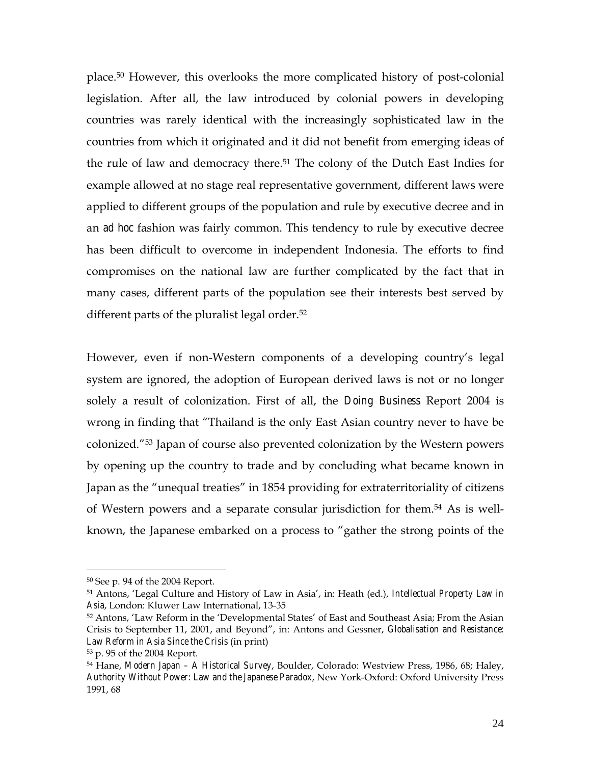place.[50] However, this overlooks the more complicated history of post-colonial legislation. After all, the law introduced by colonial powers in developing countries was rarely identical with the increasingly sophisticated law in the countries from which it originated and it did not benefit from emerging ideas of the rule of law and democracy there.[51] The colony of the Dutch East Indies for example allowed at no stage real representative government, different laws were applied to different groups of the population and rule by executive decree and in an *ad hoc* fashion was fairly common. This tendency to rule by executive decree has been difficult to overcome in independent Indonesia. The efforts to find compromises on the national law are further complicated by the fact that in many cases, different parts of the population see their interests best served by different parts of the pluralist legal order.[52]

However, even if non-Western components of a developing country's legal system are ignored, the adoption of European derived laws is not or no longer solely a result of colonization. First of all, the *Doing Business* Report 2004 is wrong in finding that "Thailand is the only East Asian country never to have be colonized."[53] Japan of course also prevented colonization by the Western powers by opening up the country to trade and by concluding what became known in Japan as the "unequal treaties" in 1854 providing for extraterritoriality of citizens of Western powers and a separate consular jurisdiction for them.[54] As is well-known, the Japanese embarked on a process to "gather the strong points of the

---

[50] See p. 94 of the 2004 Report.

[51] Antons, 'Legal Culture and History of Law in Asia', in: Heath (ed.), *Intellectual Property Law in Asia*, London: Kluwer Law International, 13-35

[52] Antons, 'Law Reform in the 'Developmental States' of East and Southeast Asia; From the Asian Crisis to September 11, 2001, and Beyond", in: Antons and Gessner, *Globalisation and Resistance: Law Reform in Asia Since the Crisis* (in print)

[53] p. 95 of the 2004 Report.

[54] Hane, *Modern Japan – A Historical Survey*, Boulder, Colorado: Westview Press, 1986, 68; Haley, *Authority Without Power: Law and the Japanese Paradox*, New York-Oxford: Oxford University Press 1991, 68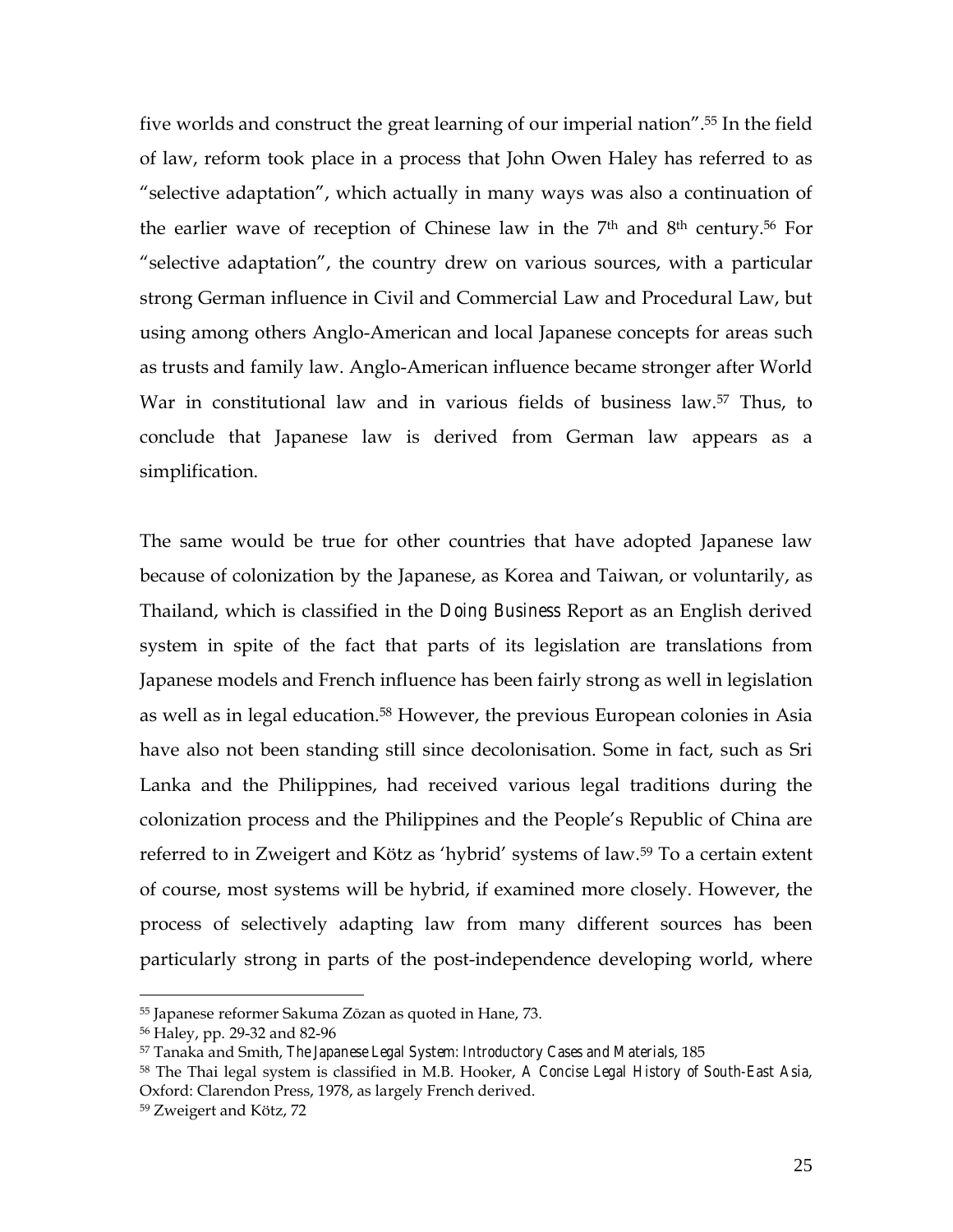five worlds and construct the great learning of our imperial nation".[55] In the field of law, reform took place in a process that John Owen Haley has referred to as "selective adaptation", which actually in many ways was also a continuation of the earlier wave of reception of Chinese law in the 7th and 8th century.[56] For "selective adaptation", the country drew on various sources, with a particular strong German influence in Civil and Commercial Law and Procedural Law, but using among others Anglo-American and local Japanese concepts for areas such as trusts and family law. Anglo-American influence became stronger after World War in constitutional law and in various fields of business law.[57] Thus, to conclude that Japanese law is derived from German law appears as a simplification.

The same would be true for other countries that have adopted Japanese law because of colonization by the Japanese, as Korea and Taiwan, or voluntarily, as Thailand, which is classified in the *Doing Business* Report as an English derived system in spite of the fact that parts of its legislation are translations from Japanese models and French influence has been fairly strong as well in legislation as well as in legal education.[58] However, the previous European colonies in Asia have also not been standing still since decolonisation. Some in fact, such as Sri Lanka and the Philippines, had received various legal traditions during the colonization process and the Philippines and the People's Republic of China are referred to in Zweigert and Kötz as 'hybrid' systems of law.[59] To a certain extent of course, most systems will be hybrid, if examined more closely. However, the process of selectively adapting law from many different sources has been particularly strong in parts of the post-independence developing world, where

---

[55] Japanese reformer Sakuma Zōzan as quoted in Hane, 73.

[56] Haley, pp. 29-32 and 82-96

[57] Tanaka and Smith, *The Japanese Legal System: Introductory Cases and Materials*, 185

[58] The Thai legal system is classified in M.B. Hooker, *A Concise Legal History of South-East Asia*, Oxford: Clarendon Press, 1978, as largely French derived.

[59] Zweigert and Kötz, 72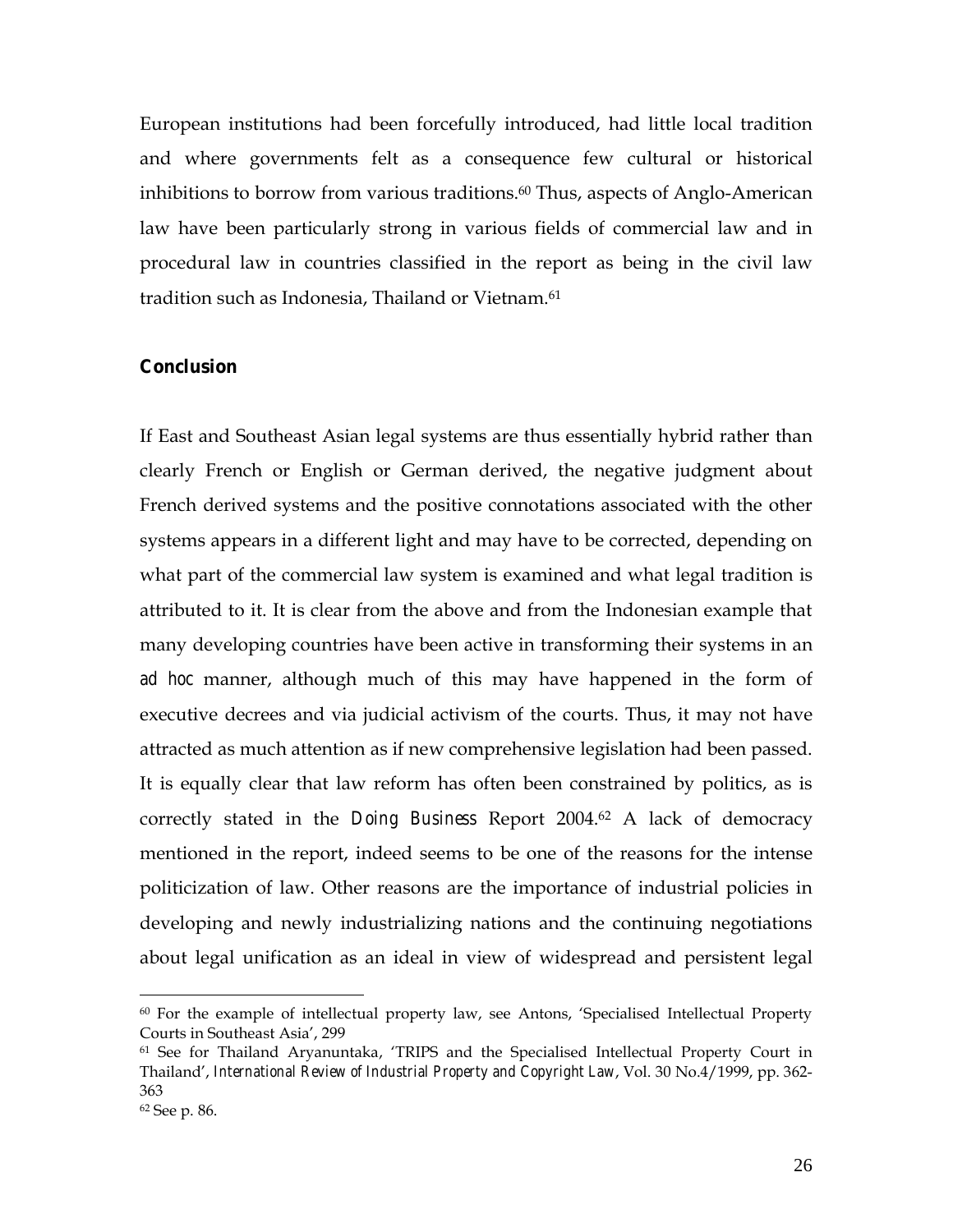European institutions had been forcefully introduced, had little local tradition and where governments felt as a consequence few cultural or historical inhibitions to borrow from various traditions.[60] Thus, aspects of Anglo-American law have been particularly strong in various fields of commercial law and in procedural law in countries classified in the report as being in the civil law tradition such as Indonesia, Thailand or Vietnam.[61]

**Conclusion**

If East and Southeast Asian legal systems are thus essentially hybrid rather than clearly French or English or German derived, the negative judgment about French derived systems and the positive connotations associated with the other systems appears in a different light and may have to be corrected, depending on what part of the commercial law system is examined and what legal tradition is attributed to it. It is clear from the above and from the Indonesian example that many developing countries have been active in transforming their systems in an *ad hoc* manner, although much of this may have happened in the form of executive decrees and via judicial activism of the courts. Thus, it may not have attracted as much attention as if new comprehensive legislation had been passed. It is equally clear that law reform has often been constrained by politics, as is correctly stated in the *Doing Business* Report 2004.[62] A lack of democracy mentioned in the report, indeed seems to be one of the reasons for the intense politicization of law. Other reasons are the importance of industrial policies in developing and newly industrializing nations and the continuing negotiations about legal unification as an ideal in view of widespread and persistent legal

---

[60] For the example of intellectual property law, see Antons, 'Specialised Intellectual Property Courts in Southeast Asia', 299

[61] See for Thailand Aryanuntaka, 'TRIPS and the Specialised Intellectual Property Court in Thailand', *International Review of Industrial Property and Copyright Law*, Vol. 30 No.4/1999, pp. 362-363

[62] See p. 86.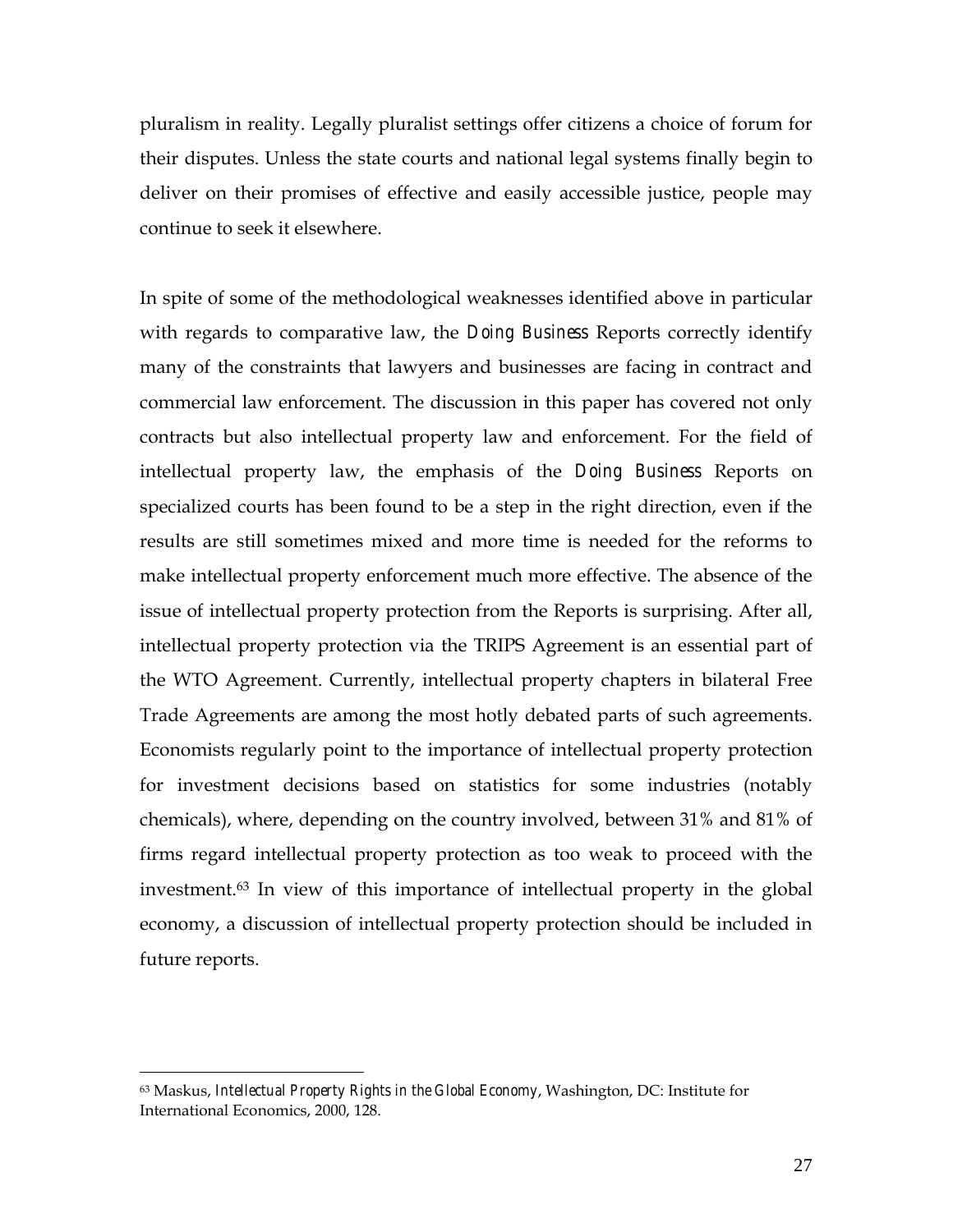pluralism in reality. Legally pluralist settings offer citizens a choice of forum for their disputes. Unless the state courts and national legal systems finally begin to deliver on their promises of effective and easily accessible justice, people may continue to seek it elsewhere.

In spite of some of the methodological weaknesses identified above in particular with regards to comparative law, the *Doing Business* Reports correctly identify many of the constraints that lawyers and businesses are facing in contract and commercial law enforcement. The discussion in this paper has covered not only contracts but also intellectual property law and enforcement. For the field of intellectual property law, the emphasis of the *Doing Business* Reports on specialized courts has been found to be a step in the right direction, even if the results are still sometimes mixed and more time is needed for the reforms to make intellectual property enforcement much more effective. The absence of the issue of intellectual property protection from the Reports is surprising. After all, intellectual property protection via the TRIPS Agreement is an essential part of the WTO Agreement. Currently, intellectual property chapters in bilateral Free Trade Agreements are among the most hotly debated parts of such agreements. Economists regularly point to the importance of intellectual property protection for investment decisions based on statistics for some industries (notably chemicals), where, depending on the country involved, between 31% and 81% of firms regard intellectual property protection as too weak to proceed with the investment.[63] In view of this importance of intellectual property in the global economy, a discussion of intellectual property protection should be included in future reports.

---

[63] Maskus, *Intellectual Property Rights in the Global Economy*, Washington, DC: Institute for International Economics, 2000, 128.